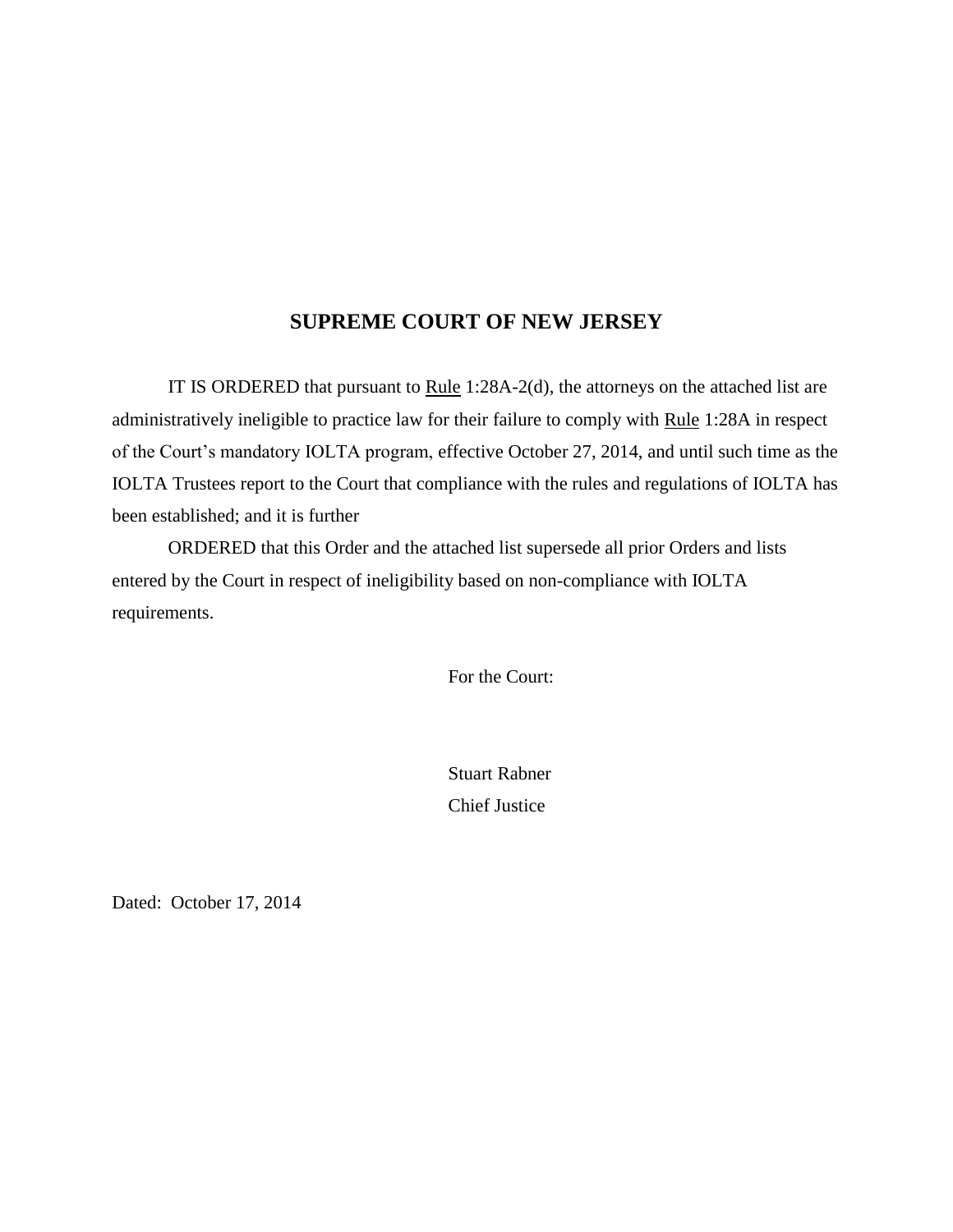# SUPREME COURT OF NEW JERSEY

IT IS ORDERED that pursuant to Rule 1:28A-2(d), the attorneys on the attached list are administratively ineligible to practice law for their failure to comply with Rule 1:28A in respect of the Court's mandatory IOLTA program, effective October 27, 2014, and until such time as the IOLTA Trustees report to the Court that compliance with the rules and regulations of IOLTA has been established; and it is further

ORDERED that this Order and the attached list supersede all prior Orders and lists entered by the Court in respect of ineligibility based on non-compliance with IOLTA requirements.

For the Court:

Stuart Rabner
Chief Justice

Dated: October 17, 2014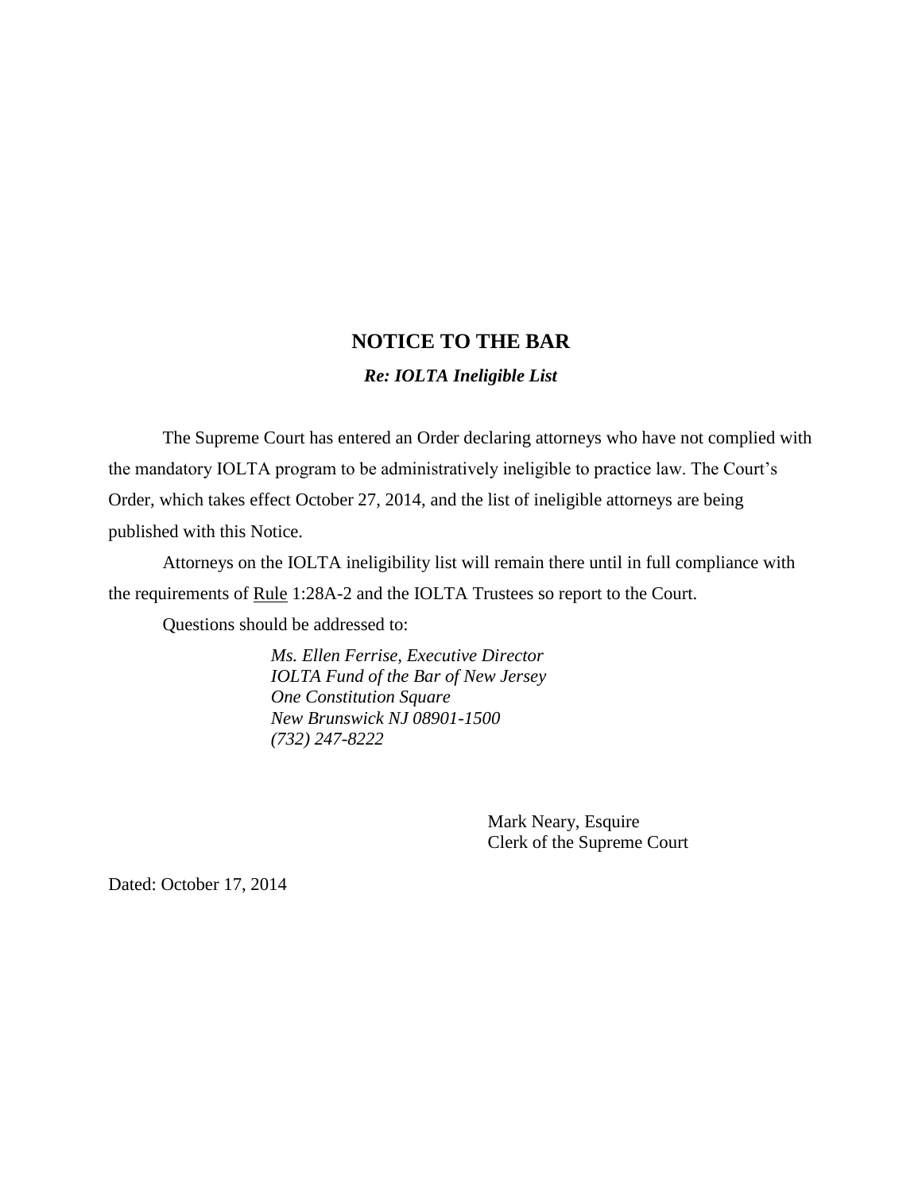# NOTICE TO THE BAR

***Re: IOLTA Ineligible List***

The Supreme Court has entered an Order declaring attorneys who have not complied with the mandatory IOLTA program to be administratively ineligible to practice law. The Court's Order, which takes effect October 27, 2014, and the list of ineligible attorneys are being published with this Notice.

Attorneys on the IOLTA ineligibility list will remain there until in full compliance with the requirements of Rule 1:28A-2 and the IOLTA Trustees so report to the Court.

Questions should be addressed to:

*Ms. Ellen Ferrise, Executive Director*
*IOLTA Fund of the Bar of New Jersey*
*One Constitution Square*
*New Brunswick NJ 08901-1500*
*(732) 247-8222*

Mark Neary, Esquire
Clerk of the Supreme Court

Dated: October 17, 2014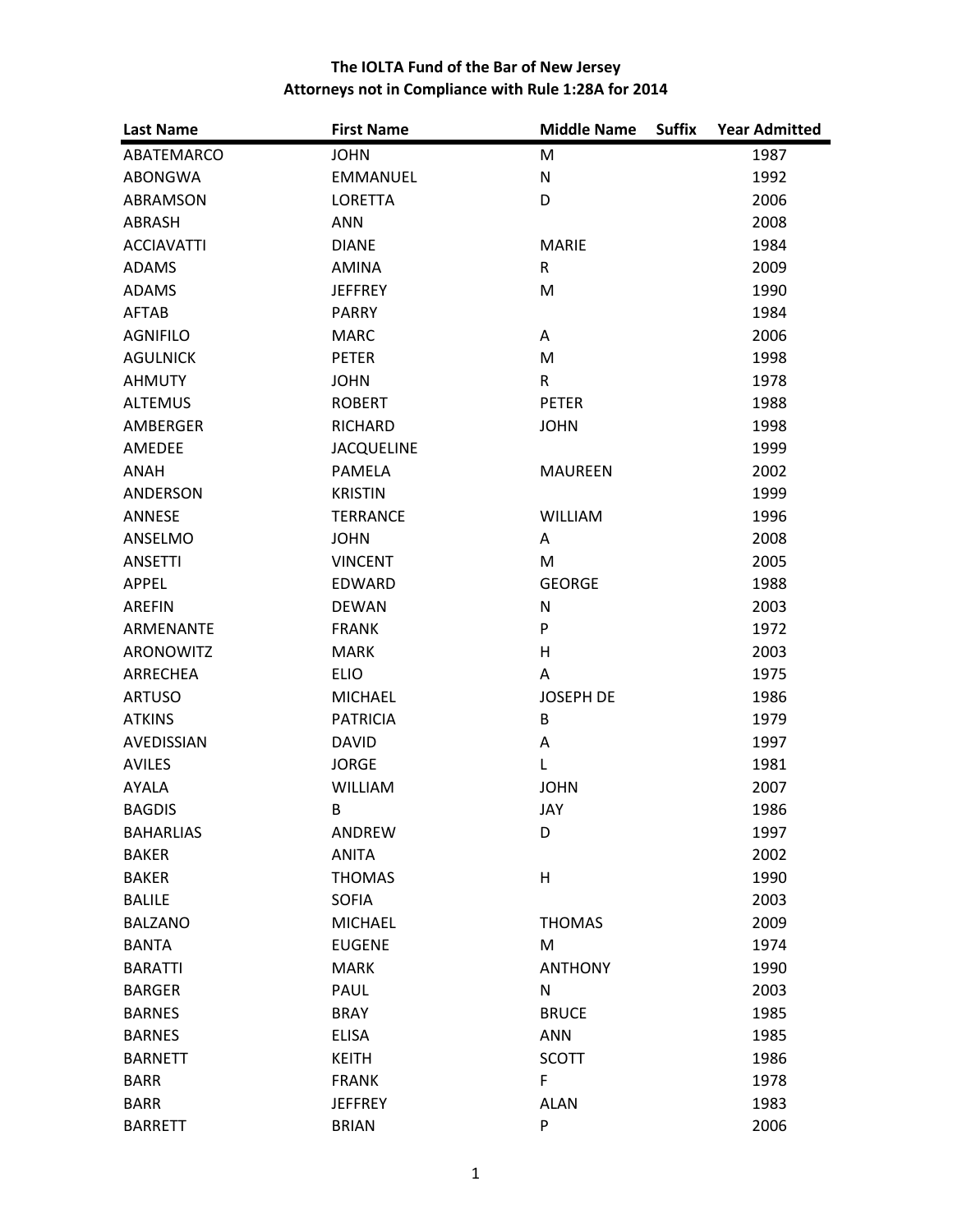**The IOLTA Fund of the Bar of New Jersey**
**Attorneys not in Compliance with Rule 1:28A for 2014**

| Last Name | First Name | Middle Name | Suffix | Year Admitted |
|---|---|---|---|---|
| ABATEMARCO | JOHN | M | | 1987 |
| ABONGWA | EMMANUEL | N | | 1992 |
| ABRAMSON | LORETTA | D | | 2006 |
| ABRASH | ANN | | | 2008 |
| ACCIAVATTI | DIANE | MARIE | | 1984 |
| ADAMS | AMINA | R | | 2009 |
| ADAMS | JEFFREY | M | | 1990 |
| AFTAB | PARRY | | | 1984 |
| AGNIFILO | MARC | A | | 2006 |
| AGULNICK | PETER | M | | 1998 |
| AHMUTY | JOHN | R | | 1978 |
| ALTEMUS | ROBERT | PETER | | 1988 |
| AMBERGER | RICHARD | JOHN | | 1998 |
| AMEDEE | JACQUELINE | | | 1999 |
| ANAH | PAMELA | MAUREEN | | 2002 |
| ANDERSON | KRISTIN | | | 1999 |
| ANNESE | TERRANCE | WILLIAM | | 1996 |
| ANSELMO | JOHN | A | | 2008 |
| ANSETTI | VINCENT | M | | 2005 |
| APPEL | EDWARD | GEORGE | | 1988 |
| AREFIN | DEWAN | N | | 2003 |
| ARMENANTE | FRANK | P | | 1972 |
| ARONOWITZ | MARK | H | | 2003 |
| ARRECHEA | ELIO | A | | 1975 |
| ARTUSO | MICHAEL | JOSEPH DE | | 1986 |
| ATKINS | PATRICIA | B | | 1979 |
| AVEDISSIAN | DAVID | A | | 1997 |
| AVILES | JORGE | L | | 1981 |
| AYALA | WILLIAM | JOHN | | 2007 |
| BAGDIS | B | JAY | | 1986 |
| BAHARLIAS | ANDREW | D | | 1997 |
| BAKER | ANITA | | | 2002 |
| BAKER | THOMAS | H | | 1990 |
| BALILE | SOFIA | | | 2003 |
| BALZANO | MICHAEL | THOMAS | | 2009 |
| BANTA | EUGENE | M | | 1974 |
| BARATTI | MARK | ANTHONY | | 1990 |
| BARGER | PAUL | N | | 2003 |
| BARNES | BRAY | BRUCE | | 1985 |
| BARNES | ELISA | ANN | | 1985 |
| BARNETT | KEITH | SCOTT | | 1986 |
| BARR | FRANK | F | | 1978 |
| BARR | JEFFREY | ALAN | | 1983 |
| BARRETT | BRIAN | P | | 2006 |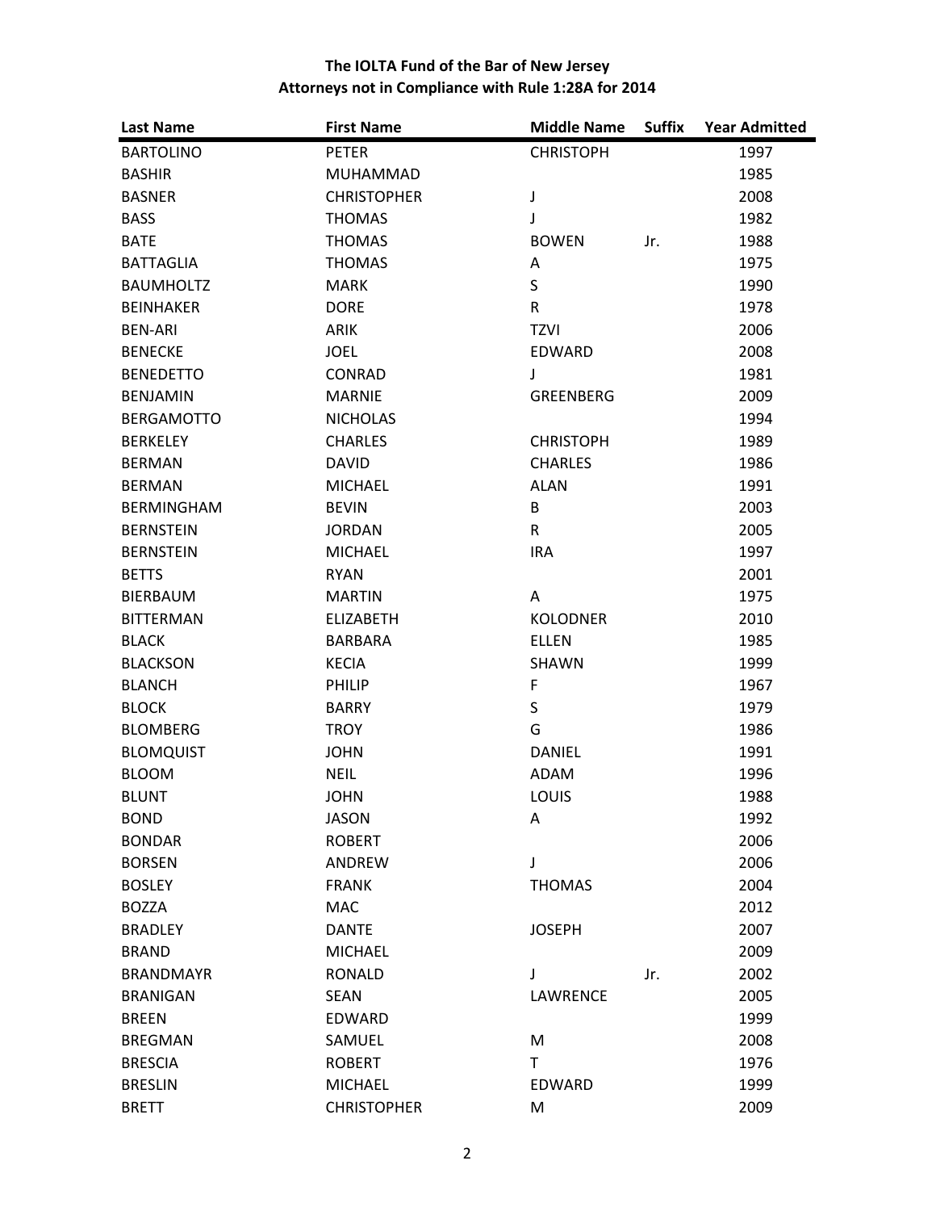**The IOLTA Fund of the Bar of New Jersey**
**Attorneys not in Compliance with Rule 1:28A for 2014**

| Last Name | First Name | Middle Name | Suffix | Year Admitted |
|---|---|---|---|---|
| BARTOLINO | PETER | CHRISTOPH | | 1997 |
| BASHIR | MUHAMMAD | | | 1985 |
| BASNER | CHRISTOPHER | J | | 2008 |
| BASS | THOMAS | J | | 1982 |
| BATE | THOMAS | BOWEN | Jr. | 1988 |
| BATTAGLIA | THOMAS | A | | 1975 |
| BAUMHOLTZ | MARK | S | | 1990 |
| BEINHAKER | DORE | R | | 1978 |
| BEN-ARI | ARIK | TZVI | | 2006 |
| BENECKE | JOEL | EDWARD | | 2008 |
| BENEDETTO | CONRAD | J | | 1981 |
| BENJAMIN | MARNIE | GREENBERG | | 2009 |
| BERGAMOTTO | NICHOLAS | | | 1994 |
| BERKELEY | CHARLES | CHRISTOPH | | 1989 |
| BERMAN | DAVID | CHARLES | | 1986 |
| BERMAN | MICHAEL | ALAN | | 1991 |
| BERMINGHAM | BEVIN | B | | 2003 |
| BERNSTEIN | JORDAN | R | | 2005 |
| BERNSTEIN | MICHAEL | IRA | | 1997 |
| BETTS | RYAN | | | 2001 |
| BIERBAUM | MARTIN | A | | 1975 |
| BITTERMAN | ELIZABETH | KOLODNER | | 2010 |
| BLACK | BARBARA | ELLEN | | 1985 |
| BLACKSON | KECIA | SHAWN | | 1999 |
| BLANCH | PHILIP | F | | 1967 |
| BLOCK | BARRY | S | | 1979 |
| BLOMBERG | TROY | G | | 1986 |
| BLOMQUIST | JOHN | DANIEL | | 1991 |
| BLOOM | NEIL | ADAM | | 1996 |
| BLUNT | JOHN | LOUIS | | 1988 |
| BOND | JASON | A | | 1992 |
| BONDAR | ROBERT | | | 2006 |
| BORSEN | ANDREW | J | | 2006 |
| BOSLEY | FRANK | THOMAS | | 2004 |
| BOZZA | MAC | | | 2012 |
| BRADLEY | DANTE | JOSEPH | | 2007 |
| BRAND | MICHAEL | | | 2009 |
| BRANDMAYR | RONALD | J | Jr. | 2002 |
| BRANIGAN | SEAN | LAWRENCE | | 2005 |
| BREEN | EDWARD | | | 1999 |
| BREGMAN | SAMUEL | M | | 2008 |
| BRESCIA | ROBERT | T | | 1976 |
| BRESLIN | MICHAEL | EDWARD | | 1999 |
| BRETT | CHRISTOPHER | M | | 2009 |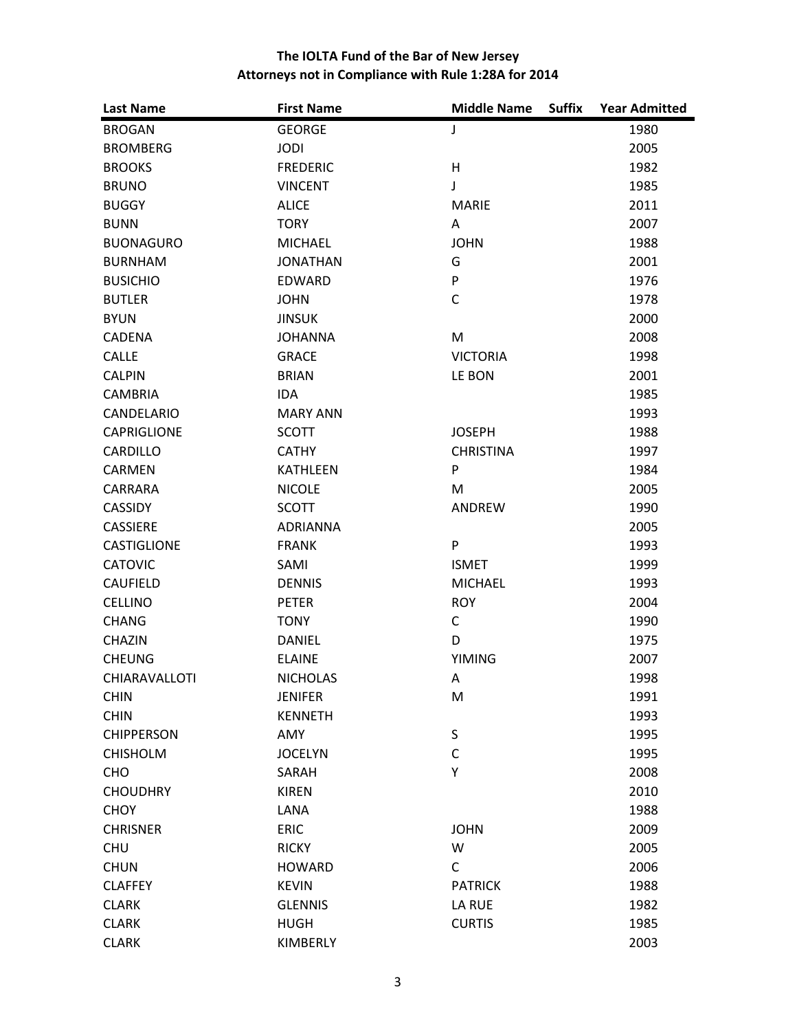## The IOLTA Fund of the Bar of New Jersey
## Attorneys not in Compliance with Rule 1:28A for 2014

| Last Name | First Name | Middle Name | Suffix | Year Admitted |
|---|---|---|---|---|
| BROGAN | GEORGE | J | | 1980 |
| BROMBERG | JODI | | | 2005 |
| BROOKS | FREDERIC | H | | 1982 |
| BRUNO | VINCENT | J | | 1985 |
| BUGGY | ALICE | MARIE | | 2011 |
| BUNN | TORY | A | | 2007 |
| BUONAGURO | MICHAEL | JOHN | | 1988 |
| BURNHAM | JONATHAN | G | | 2001 |
| BUSICHIO | EDWARD | P | | 1976 |
| BUTLER | JOHN | C | | 1978 |
| BYUN | JINSUK | | | 2000 |
| CADENA | JOHANNA | M | | 2008 |
| CALLE | GRACE | VICTORIA | | 1998 |
| CALPIN | BRIAN | LE BON | | 2001 |
| CAMBRIA | IDA | | | 1985 |
| CANDELARIO | MARY ANN | | | 1993 |
| CAPRIGLIONE | SCOTT | JOSEPH | | 1988 |
| CARDILLO | CATHY | CHRISTINA | | 1997 |
| CARMEN | KATHLEEN | P | | 1984 |
| CARRARA | NICOLE | M | | 2005 |
| CASSIDY | SCOTT | ANDREW | | 1990 |
| CASSIERE | ADRIANNA | | | 2005 |
| CASTIGLIONE | FRANK | P | | 1993 |
| CATOVIC | SAMI | ISMET | | 1999 |
| CAUFIELD | DENNIS | MICHAEL | | 1993 |
| CELLINO | PETER | ROY | | 2004 |
| CHANG | TONY | C | | 1990 |
| CHAZIN | DANIEL | D | | 1975 |
| CHEUNG | ELAINE | YIMING | | 2007 |
| CHIARAVALLOTI | NICHOLAS | A | | 1998 |
| CHIN | JENIFER | M | | 1991 |
| CHIN | KENNETH | | | 1993 |
| CHIPPERSON | AMY | S | | 1995 |
| CHISHOLM | JOCELYN | C | | 1995 |
| CHO | SARAH | Y | | 2008 |
| CHOUDHRY | KIREN | | | 2010 |
| CHOY | LANA | | | 1988 |
| CHRISNER | ERIC | JOHN | | 2009 |
| CHU | RICKY | W | | 2005 |
| CHUN | HOWARD | C | | 2006 |
| CLAFFEY | KEVIN | PATRICK | | 1988 |
| CLARK | GLENNIS | LA RUE | | 1982 |
| CLARK | HUGH | CURTIS | | 1985 |
| CLARK | KIMBERLY | | | 2003 |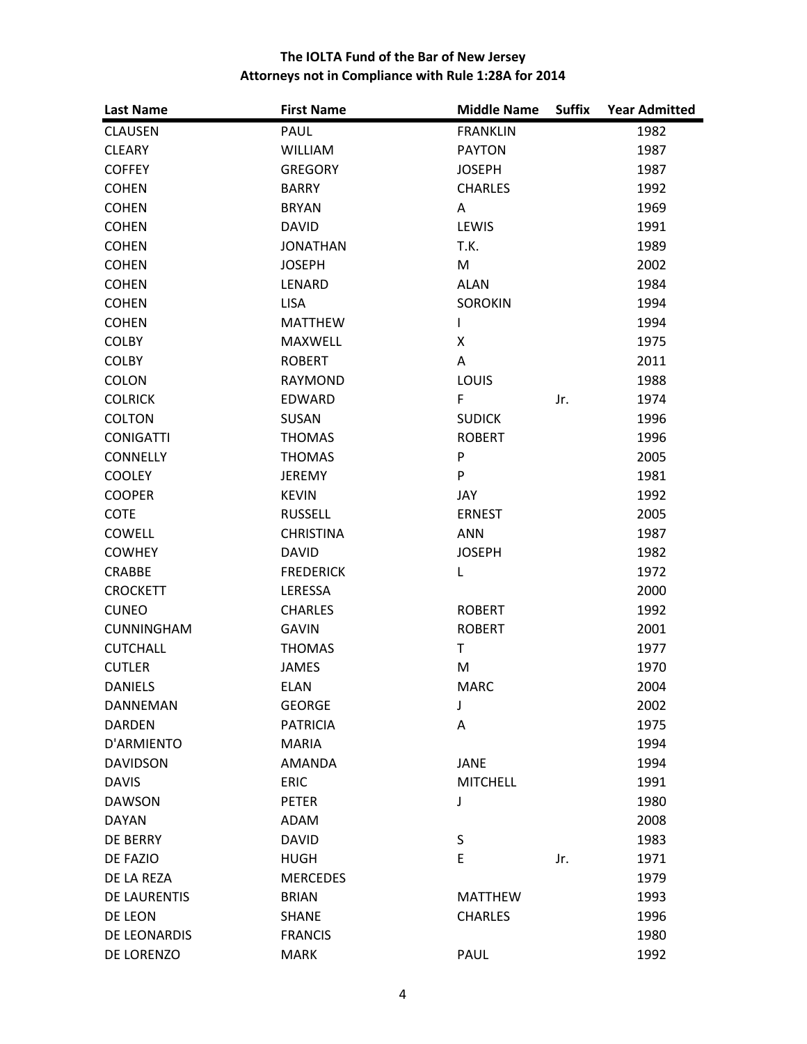**The IOLTA Fund of the Bar of New Jersey**
**Attorneys not in Compliance with Rule 1:28A for 2014**

| Last Name | First Name | Middle Name | Suffix | Year Admitted |
|---|---|---|---|---|
| CLAUSEN | PAUL | FRANKLIN | | 1982 |
| CLEARY | WILLIAM | PAYTON | | 1987 |
| COFFEY | GREGORY | JOSEPH | | 1987 |
| COHEN | BARRY | CHARLES | | 1992 |
| COHEN | BRYAN | A | | 1969 |
| COHEN | DAVID | LEWIS | | 1991 |
| COHEN | JONATHAN | T.K. | | 1989 |
| COHEN | JOSEPH | M | | 2002 |
| COHEN | LENARD | ALAN | | 1984 |
| COHEN | LISA | SOROKIN | | 1994 |
| COHEN | MATTHEW | I | | 1994 |
| COLBY | MAXWELL | X | | 1975 |
| COLBY | ROBERT | A | | 2011 |
| COLON | RAYMOND | LOUIS | | 1988 |
| COLRICK | EDWARD | F | Jr. | 1974 |
| COLTON | SUSAN | SUDICK | | 1996 |
| CONIGATTI | THOMAS | ROBERT | | 1996 |
| CONNELLY | THOMAS | P | | 2005 |
| COOLEY | JEREMY | P | | 1981 |
| COOPER | KEVIN | JAY | | 1992 |
| COTE | RUSSELL | ERNEST | | 2005 |
| COWELL | CHRISTINA | ANN | | 1987 |
| COWHEY | DAVID | JOSEPH | | 1982 |
| CRABBE | FREDERICK | L | | 1972 |
| CROCKETT | LERESSA | | | 2000 |
| CUNEO | CHARLES | ROBERT | | 1992 |
| CUNNINGHAM | GAVIN | ROBERT | | 2001 |
| CUTCHALL | THOMAS | T | | 1977 |
| CUTLER | JAMES | M | | 1970 |
| DANIELS | ELAN | MARC | | 2004 |
| DANNEMAN | GEORGE | J | | 2002 |
| DARDEN | PATRICIA | A | | 1975 |
| D'ARMIENTO | MARIA | | | 1994 |
| DAVIDSON | AMANDA | JANE | | 1994 |
| DAVIS | ERIC | MITCHELL | | 1991 |
| DAWSON | PETER | J | | 1980 |
| DAYAN | ADAM | | | 2008 |
| DE BERRY | DAVID | S | | 1983 |
| DE FAZIO | HUGH | E | Jr. | 1971 |
| DE LA REZA | MERCEDES | | | 1979 |
| DE LAURENTIS | BRIAN | MATTHEW | | 1993 |
| DE LEON | SHANE | CHARLES | | 1996 |
| DE LEONARDIS | FRANCIS | | | 1980 |
| DE LORENZO | MARK | PAUL | | 1992 |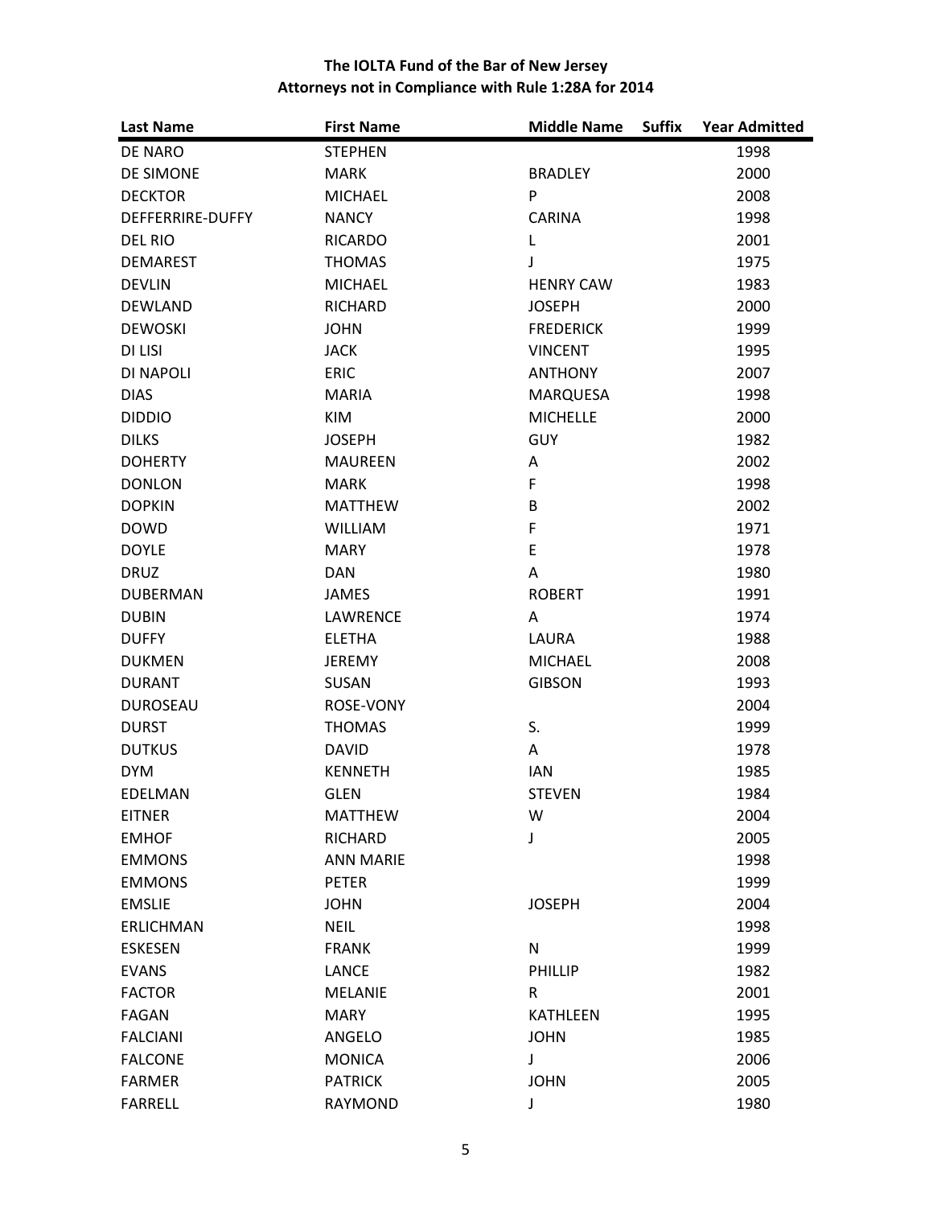# The IOLTA Fund of the Bar of New Jersey
## Attorneys not in Compliance with Rule 1:28A for 2014

| Last Name | First Name | Middle Name | Suffix | Year Admitted |
|---|---|---|---|---|
| DE NARO | STEPHEN | | | 1998 |
| DE SIMONE | MARK | BRADLEY | | 2000 |
| DECKTOR | MICHAEL | P | | 2008 |
| DEFFERRIRE-DUFFY | NANCY | CARINA | | 1998 |
| DEL RIO | RICARDO | L | | 2001 |
| DEMAREST | THOMAS | J | | 1975 |
| DEVLIN | MICHAEL | HENRY CAW | | 1983 |
| DEWLAND | RICHARD | JOSEPH | | 2000 |
| DEWOSKI | JOHN | FREDERICK | | 1999 |
| DI LISI | JACK | VINCENT | | 1995 |
| DI NAPOLI | ERIC | ANTHONY | | 2007 |
| DIAS | MARIA | MARQUESA | | 1998 |
| DIDDIO | KIM | MICHELLE | | 2000 |
| DILKS | JOSEPH | GUY | | 1982 |
| DOHERTY | MAUREEN | A | | 2002 |
| DONLON | MARK | F | | 1998 |
| DOPKIN | MATTHEW | B | | 2002 |
| DOWD | WILLIAM | F | | 1971 |
| DOYLE | MARY | E | | 1978 |
| DRUZ | DAN | A | | 1980 |
| DUBERMAN | JAMES | ROBERT | | 1991 |
| DUBIN | LAWRENCE | A | | 1974 |
| DUFFY | ELETHA | LAURA | | 1988 |
| DUKMEN | JEREMY | MICHAEL | | 2008 |
| DURANT | SUSAN | GIBSON | | 1993 |
| DUROSEAU | ROSE-VONY | | | 2004 |
| DURST | THOMAS | S. | | 1999 |
| DUTKUS | DAVID | A | | 1978 |
| DYM | KENNETH | IAN | | 1985 |
| EDELMAN | GLEN | STEVEN | | 1984 |
| EITNER | MATTHEW | W | | 2004 |
| EMHOF | RICHARD | J | | 2005 |
| EMMONS | ANN MARIE | | | 1998 |
| EMMONS | PETER | | | 1999 |
| EMSLIE | JOHN | JOSEPH | | 2004 |
| ERLICHMAN | NEIL | | | 1998 |
| ESKESEN | FRANK | N | | 1999 |
| EVANS | LANCE | PHILLIP | | 1982 |
| FACTOR | MELANIE | R | | 2001 |
| FAGAN | MARY | KATHLEEN | | 1995 |
| FALCIANI | ANGELO | JOHN | | 1985 |
| FALCONE | MONICA | J | | 2006 |
| FARMER | PATRICK | JOHN | | 2005 |
| FARRELL | RAYMOND | J | | 1980 |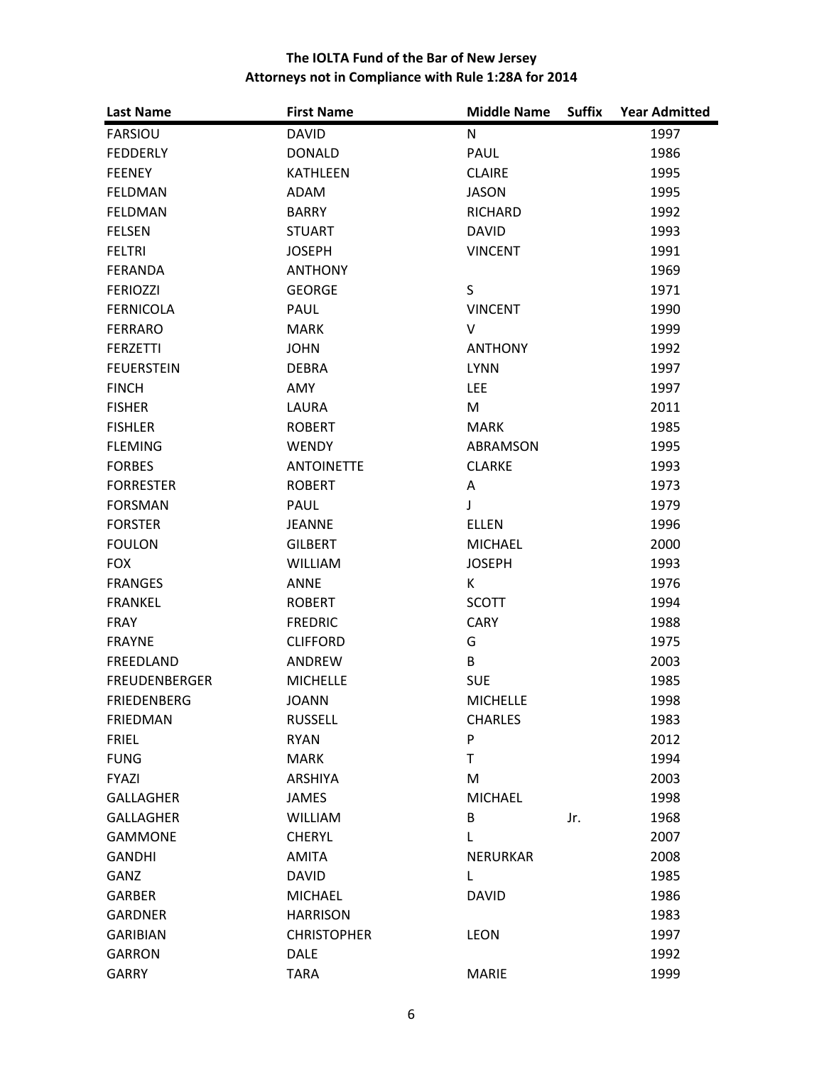# The IOLTA Fund of the Bar of New Jersey
## Attorneys not in Compliance with Rule 1:28A for 2014

| Last Name | First Name | Middle Name | Suffix | Year Admitted |
|---|---|---|---|---|
| FARSIOU | DAVID | N | | 1997 |
| FEDDERLY | DONALD | PAUL | | 1986 |
| FEENEY | KATHLEEN | CLAIRE | | 1995 |
| FELDMAN | ADAM | JASON | | 1995 |
| FELDMAN | BARRY | RICHARD | | 1992 |
| FELSEN | STUART | DAVID | | 1993 |
| FELTRI | JOSEPH | VINCENT | | 1991 |
| FERANDA | ANTHONY | | | 1969 |
| FERIOZZI | GEORGE | S | | 1971 |
| FERNICOLA | PAUL | VINCENT | | 1990 |
| FERRARO | MARK | V | | 1999 |
| FERZETTI | JOHN | ANTHONY | | 1992 |
| FEUERSTEIN | DEBRA | LYNN | | 1997 |
| FINCH | AMY | LEE | | 1997 |
| FISHER | LAURA | M | | 2011 |
| FISHLER | ROBERT | MARK | | 1985 |
| FLEMING | WENDY | ABRAMSON | | 1995 |
| FORBES | ANTOINETTE | CLARKE | | 1993 |
| FORRESTER | ROBERT | A | | 1973 |
| FORSMAN | PAUL | J | | 1979 |
| FORSTER | JEANNE | ELLEN | | 1996 |
| FOULON | GILBERT | MICHAEL | | 2000 |
| FOX | WILLIAM | JOSEPH | | 1993 |
| FRANGES | ANNE | K | | 1976 |
| FRANKEL | ROBERT | SCOTT | | 1994 |
| FRAY | FREDRIC | CARY | | 1988 |
| FRAYNE | CLIFFORD | G | | 1975 |
| FREEDLAND | ANDREW | B | | 2003 |
| FREUDENBERGER | MICHELLE | SUE | | 1985 |
| FRIEDENBERG | JOANN | MICHELLE | | 1998 |
| FRIEDMAN | RUSSELL | CHARLES | | 1983 |
| FRIEL | RYAN | P | | 2012 |
| FUNG | MARK | T | | 1994 |
| FYAZI | ARSHIYA | M | | 2003 |
| GALLAGHER | JAMES | MICHAEL | | 1998 |
| GALLAGHER | WILLIAM | B | Jr. | 1968 |
| GAMMONE | CHERYL | L | | 2007 |
| GANDHI | AMITA | NERURKAR | | 2008 |
| GANZ | DAVID | L | | 1985 |
| GARBER | MICHAEL | DAVID | | 1986 |
| GARDNER | HARRISON | | | 1983 |
| GARIBIAN | CHRISTOPHER | LEON | | 1997 |
| GARRON | DALE | | | 1992 |
| GARRY | TARA | MARIE | | 1999 |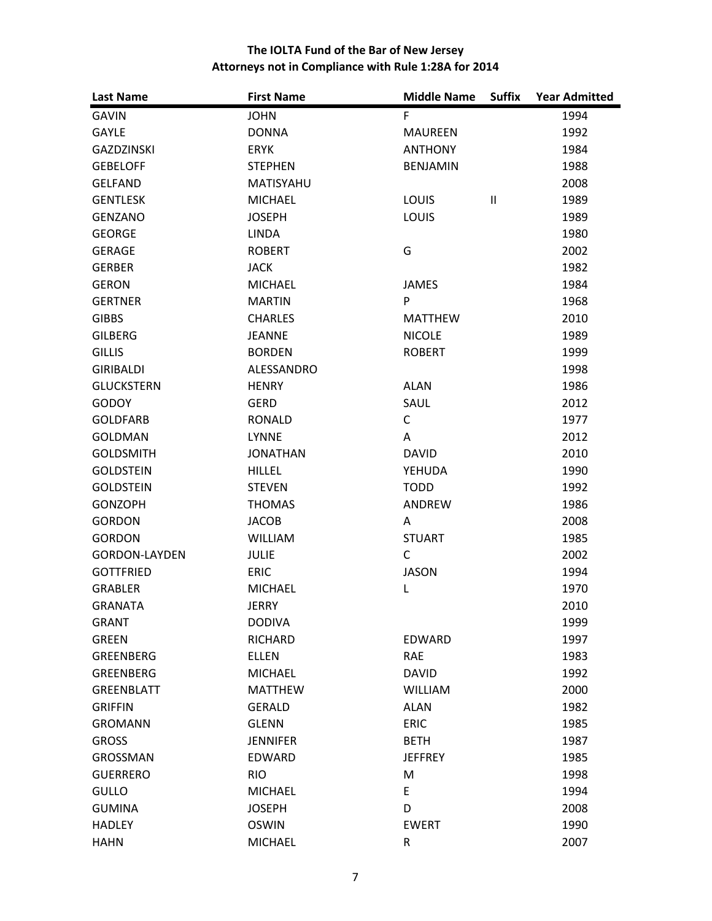**The IOLTA Fund of the Bar of New Jersey**
**Attorneys not in Compliance with Rule 1:28A for 2014**

| Last Name | First Name | Middle Name | Suffix | Year Admitted |
|---|---|---|---|---|
| GAVIN | JOHN | F | | 1994 |
| GAYLE | DONNA | MAUREEN | | 1992 |
| GAZDZINSKI | ERYK | ANTHONY | | 1984 |
| GEBELOFF | STEPHEN | BENJAMIN | | 1988 |
| GELFAND | MATISYAHU | | | 2008 |
| GENTLESK | MICHAEL | LOUIS | II | 1989 |
| GENZANO | JOSEPH | LOUIS | | 1989 |
| GEORGE | LINDA | | | 1980 |
| GERAGE | ROBERT | G | | 2002 |
| GERBER | JACK | | | 1982 |
| GERON | MICHAEL | JAMES | | 1984 |
| GERTNER | MARTIN | P | | 1968 |
| GIBBS | CHARLES | MATTHEW | | 2010 |
| GILBERG | JEANNE | NICOLE | | 1989 |
| GILLIS | BORDEN | ROBERT | | 1999 |
| GIRIBALDI | ALESSANDRO | | | 1998 |
| GLUCKSTERN | HENRY | ALAN | | 1986 |
| GODOY | GERD | SAUL | | 2012 |
| GOLDFARB | RONALD | C | | 1977 |
| GOLDMAN | LYNNE | A | | 2012 |
| GOLDSMITH | JONATHAN | DAVID | | 2010 |
| GOLDSTEIN | HILLEL | YEHUDA | | 1990 |
| GOLDSTEIN | STEVEN | TODD | | 1992 |
| GONZOPH | THOMAS | ANDREW | | 1986 |
| GORDON | JACOB | A | | 2008 |
| GORDON | WILLIAM | STUART | | 1985 |
| GORDON-LAYDEN | JULIE | C | | 2002 |
| GOTTFRIED | ERIC | JASON | | 1994 |
| GRABLER | MICHAEL | L | | 1970 |
| GRANATA | JERRY | | | 2010 |
| GRANT | DODIVA | | | 1999 |
| GREEN | RICHARD | EDWARD | | 1997 |
| GREENBERG | ELLEN | RAE | | 1983 |
| GREENBERG | MICHAEL | DAVID | | 1992 |
| GREENBLATT | MATTHEW | WILLIAM | | 2000 |
| GRIFFIN | GERALD | ALAN | | 1982 |
| GROMANN | GLENN | ERIC | | 1985 |
| GROSS | JENNIFER | BETH | | 1987 |
| GROSSMAN | EDWARD | JEFFREY | | 1985 |
| GUERRERO | RIO | M | | 1998 |
| GULLO | MICHAEL | E | | 1994 |
| GUMINA | JOSEPH | D | | 2008 |
| HADLEY | OSWIN | EWERT | | 1990 |
| HAHN | MICHAEL | R | | 2007 |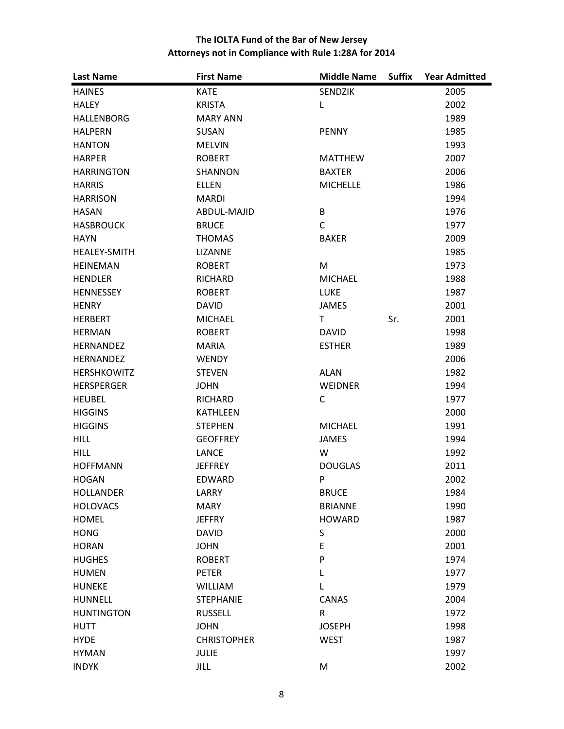**The IOLTA Fund of the Bar of New Jersey**
**Attorneys not in Compliance with Rule 1:28A for 2014**

| Last Name | First Name | Middle Name | Suffix | Year Admitted |
|---|---|---|---|---|
| HAINES | KATE | SENDZIK | | 2005 |
| HALEY | KRISTA | L | | 2002 |
| HALLENBORG | MARY ANN | | | 1989 |
| HALPERN | SUSAN | PENNY | | 1985 |
| HANTON | MELVIN | | | 1993 |
| HARPER | ROBERT | MATTHEW | | 2007 |
| HARRINGTON | SHANNON | BAXTER | | 2006 |
| HARRIS | ELLEN | MICHELLE | | 1986 |
| HARRISON | MARDI | | | 1994 |
| HASAN | ABDUL-MAJID | B | | 1976 |
| HASBROUCK | BRUCE | C | | 1977 |
| HAYN | THOMAS | BAKER | | 2009 |
| HEALEY-SMITH | LIZANNE | | | 1985 |
| HEINEMAN | ROBERT | M | | 1973 |
| HENDLER | RICHARD | MICHAEL | | 1988 |
| HENNESSEY | ROBERT | LUKE | | 1987 |
| HENRY | DAVID | JAMES | | 2001 |
| HERBERT | MICHAEL | T | Sr. | 2001 |
| HERMAN | ROBERT | DAVID | | 1998 |
| HERNANDEZ | MARIA | ESTHER | | 1989 |
| HERNANDEZ | WENDY | | | 2006 |
| HERSHKOWITZ | STEVEN | ALAN | | 1982 |
| HERSPERGER | JOHN | WEIDNER | | 1994 |
| HEUBEL | RICHARD | C | | 1977 |
| HIGGINS | KATHLEEN | | | 2000 |
| HIGGINS | STEPHEN | MICHAEL | | 1991 |
| HILL | GEOFFREY | JAMES | | 1994 |
| HILL | LANCE | W | | 1992 |
| HOFFMANN | JEFFREY | DOUGLAS | | 2011 |
| HOGAN | EDWARD | P | | 2002 |
| HOLLANDER | LARRY | BRUCE | | 1984 |
| HOLOVACS | MARY | BRIANNE | | 1990 |
| HOMEL | JEFFRY | HOWARD | | 1987 |
| HONG | DAVID | S | | 2000 |
| HORAN | JOHN | E | | 2001 |
| HUGHES | ROBERT | P | | 1974 |
| HUMEN | PETER | L | | 1977 |
| HUNEKE | WILLIAM | L | | 1979 |
| HUNNELL | STEPHANIE | CANAS | | 2004 |
| HUNTINGTON | RUSSELL | R | | 1972 |
| HUTT | JOHN | JOSEPH | | 1998 |
| HYDE | CHRISTOPHER | WEST | | 1987 |
| HYMAN | JULIE | | | 1997 |
| INDYK | JILL | M | | 2002 |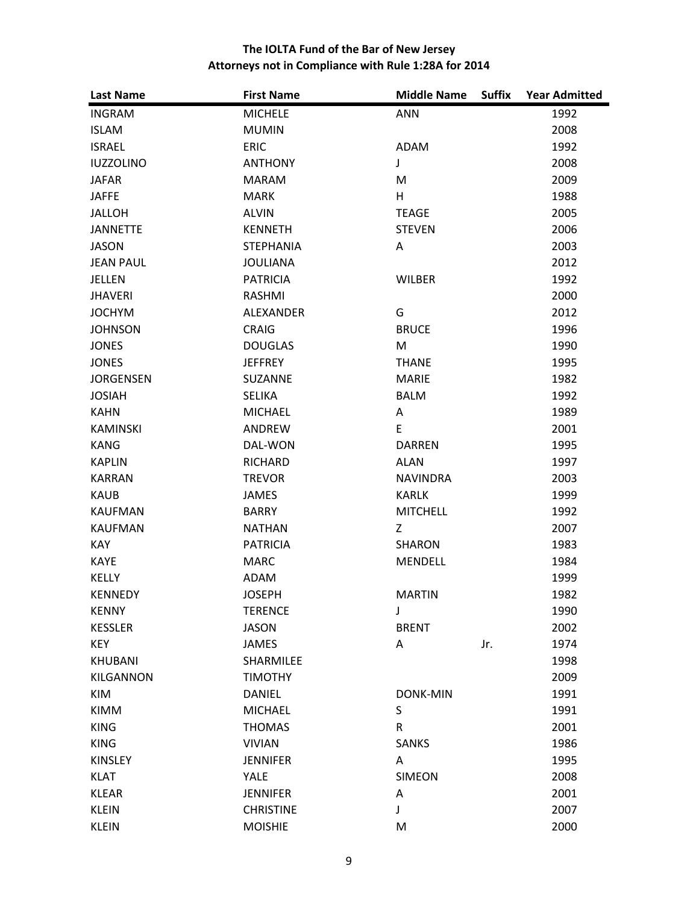**The IOLTA Fund of the Bar of New Jersey**
**Attorneys not in Compliance with Rule 1:28A for 2014**

| Last Name | First Name | Middle Name | Suffix | Year Admitted |
|---|---|---|---|---|
| INGRAM | MICHELE | ANN | | 1992 |
| ISLAM | MUMIN | | | 2008 |
| ISRAEL | ERIC | ADAM | | 1992 |
| IUZZOLINO | ANTHONY | J | | 2008 |
| JAFAR | MARAM | M | | 2009 |
| JAFFE | MARK | H | | 1988 |
| JALLOH | ALVIN | TEAGE | | 2005 |
| JANNETTE | KENNETH | STEVEN | | 2006 |
| JASON | STEPHANIA | A | | 2003 |
| JEAN PAUL | JOULIANA | | | 2012 |
| JELLEN | PATRICIA | WILBER | | 1992 |
| JHAVERI | RASHMI | | | 2000 |
| JOCHYM | ALEXANDER | G | | 2012 |
| JOHNSON | CRAIG | BRUCE | | 1996 |
| JONES | DOUGLAS | M | | 1990 |
| JONES | JEFFREY | THANE | | 1995 |
| JORGENSEN | SUZANNE | MARIE | | 1982 |
| JOSIAH | SELIKA | BALM | | 1992 |
| KAHN | MICHAEL | A | | 1989 |
| KAMINSKI | ANDREW | E | | 2001 |
| KANG | DAL-WON | DARREN | | 1995 |
| KAPLIN | RICHARD | ALAN | | 1997 |
| KARRAN | TREVOR | NAVINDRA | | 2003 |
| KAUB | JAMES | KARLK | | 1999 |
| KAUFMAN | BARRY | MITCHELL | | 1992 |
| KAUFMAN | NATHAN | Z | | 2007 |
| KAY | PATRICIA | SHARON | | 1983 |
| KAYE | MARC | MENDELL | | 1984 |
| KELLY | ADAM | | | 1999 |
| KENNEDY | JOSEPH | MARTIN | | 1982 |
| KENNY | TERENCE | J | | 1990 |
| KESSLER | JASON | BRENT | | 2002 |
| KEY | JAMES | A | Jr. | 1974 |
| KHUBANI | SHARMILEE | | | 1998 |
| KILGANNON | TIMOTHY | | | 2009 |
| KIM | DANIEL | DONK-MIN | | 1991 |
| KIMM | MICHAEL | S | | 1991 |
| KING | THOMAS | R | | 2001 |
| KING | VIVIAN | SANKS | | 1986 |
| KINSLEY | JENNIFER | A | | 1995 |
| KLAT | YALE | SIMEON | | 2008 |
| KLEAR | JENNIFER | A | | 2001 |
| KLEIN | CHRISTINE | J | | 2007 |
| KLEIN | MOISHIE | M | | 2000 |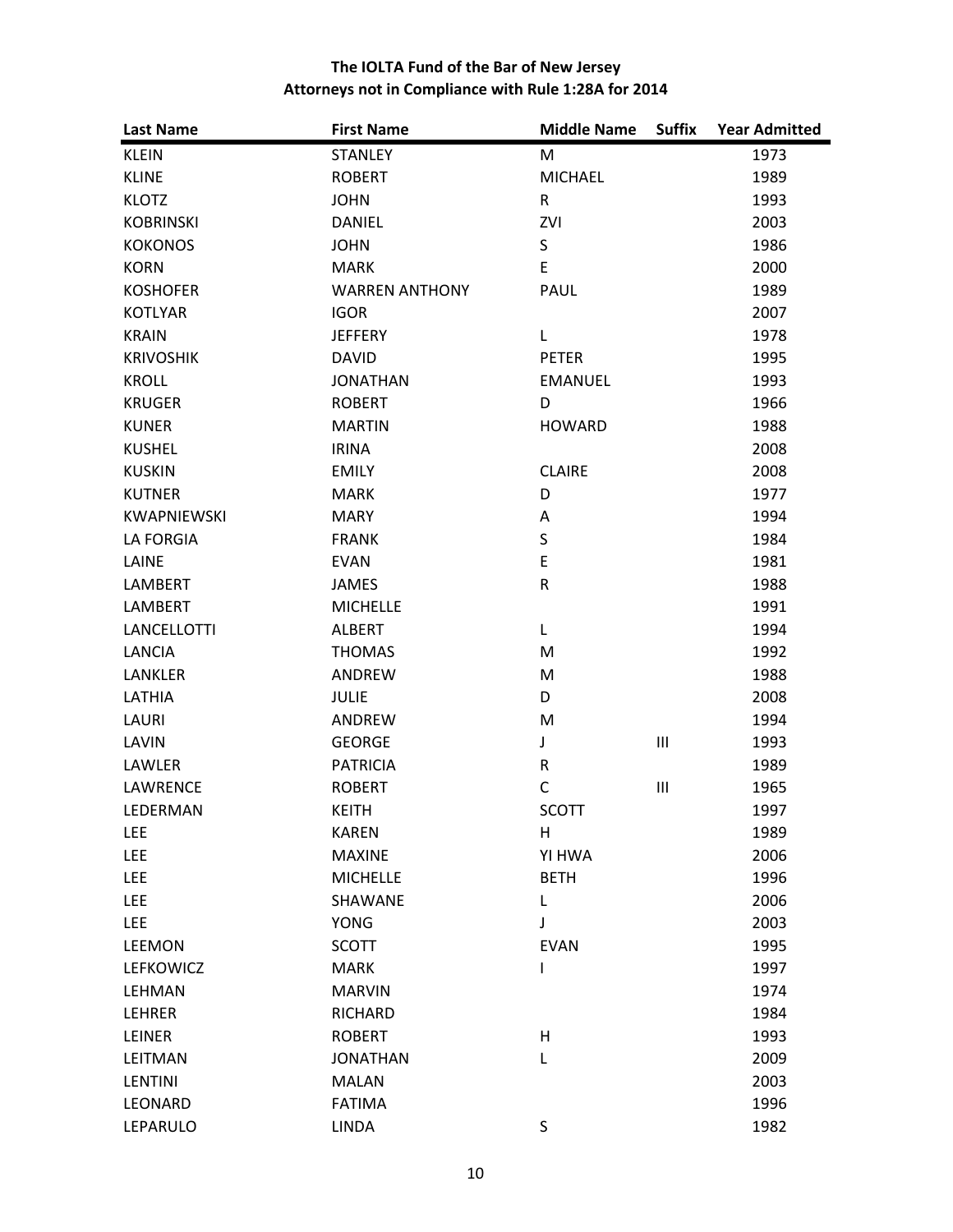**The IOLTA Fund of the Bar of New Jersey**
**Attorneys not in Compliance with Rule 1:28A for 2014**

| Last Name | First Name | Middle Name | Suffix | Year Admitted |
|---|---|---|---|---|
| KLEIN | STANLEY | M | | 1973 |
| KLINE | ROBERT | MICHAEL | | 1989 |
| KLOTZ | JOHN | R | | 1993 |
| KOBRINSKI | DANIEL | ZVI | | 2003 |
| KOKONOS | JOHN | S | | 1986 |
| KORN | MARK | E | | 2000 |
| KOSHOFER | WARREN ANTHONY | PAUL | | 1989 |
| KOTLYAR | IGOR | | | 2007 |
| KRAIN | JEFFERY | L | | 1978 |
| KRIVOSHIK | DAVID | PETER | | 1995 |
| KROLL | JONATHAN | EMANUEL | | 1993 |
| KRUGER | ROBERT | D | | 1966 |
| KUNER | MARTIN | HOWARD | | 1988 |
| KUSHEL | IRINA | | | 2008 |
| KUSKIN | EMILY | CLAIRE | | 2008 |
| KUTNER | MARK | D | | 1977 |
| KWAPNIEWSKI | MARY | A | | 1994 |
| LA FORGIA | FRANK | S | | 1984 |
| LAINE | EVAN | E | | 1981 |
| LAMBERT | JAMES | R | | 1988 |
| LAMBERT | MICHELLE | | | 1991 |
| LANCELLOTTI | ALBERT | L | | 1994 |
| LANCIA | THOMAS | M | | 1992 |
| LANKLER | ANDREW | M | | 1988 |
| LATHIA | JULIE | D | | 2008 |
| LAURI | ANDREW | M | | 1994 |
| LAVIN | GEORGE | J | III | 1993 |
| LAWLER | PATRICIA | R | | 1989 |
| LAWRENCE | ROBERT | C | III | 1965 |
| LEDERMAN | KEITH | SCOTT | | 1997 |
| LEE | KAREN | H | | 1989 |
| LEE | MAXINE | YI HWA | | 2006 |
| LEE | MICHELLE | BETH | | 1996 |
| LEE | SHAWANE | L | | 2006 |
| LEE | YONG | J | | 2003 |
| LEEMON | SCOTT | EVAN | | 1995 |
| LEFKOWICZ | MARK | I | | 1997 |
| LEHMAN | MARVIN | | | 1974 |
| LEHRER | RICHARD | | | 1984 |
| LEINER | ROBERT | H | | 1993 |
| LEITMAN | JONATHAN | L | | 2009 |
| LENTINI | MALAN | | | 2003 |
| LEONARD | FATIMA | | | 1996 |
| LEPARULO | LINDA | S | | 1982 |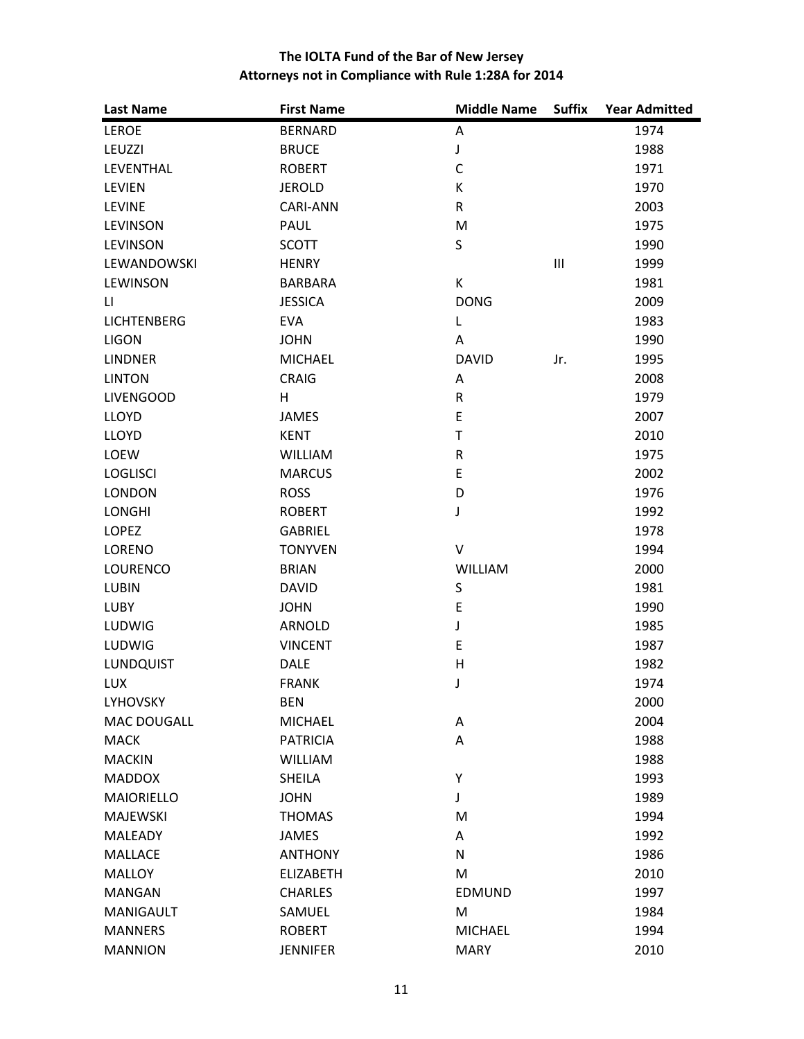## The IOLTA Fund of the Bar of New Jersey
## Attorneys not in Compliance with Rule 1:28A for 2014

| Last Name | First Name | Middle Name | Suffix | Year Admitted |
|---|---|---|---|---|
| LEROE | BERNARD | A | | 1974 |
| LEUZZI | BRUCE | J | | 1988 |
| LEVENTHAL | ROBERT | C | | 1971 |
| LEVIEN | JEROLD | K | | 1970 |
| LEVINE | CARI-ANN | R | | 2003 |
| LEVINSON | PAUL | M | | 1975 |
| LEVINSON | SCOTT | S | | 1990 |
| LEWANDOWSKI | HENRY | | III | 1999 |
| LEWINSON | BARBARA | K | | 1981 |
| LI | JESSICA | DONG | | 2009 |
| LICHTENBERG | EVA | L | | 1983 |
| LIGON | JOHN | A | | 1990 |
| LINDNER | MICHAEL | DAVID | Jr. | 1995 |
| LINTON | CRAIG | A | | 2008 |
| LIVENGOOD | H | R | | 1979 |
| LLOYD | JAMES | E | | 2007 |
| LLOYD | KENT | T | | 2010 |
| LOEW | WILLIAM | R | | 1975 |
| LOGLISCI | MARCUS | E | | 2002 |
| LONDON | ROSS | D | | 1976 |
| LONGHI | ROBERT | J | | 1992 |
| LOPEZ | GABRIEL | | | 1978 |
| LORENO | TONYVEN | V | | 1994 |
| LOURENCO | BRIAN | WILLIAM | | 2000 |
| LUBIN | DAVID | S | | 1981 |
| LUBY | JOHN | E | | 1990 |
| LUDWIG | ARNOLD | J | | 1985 |
| LUDWIG | VINCENT | E | | 1987 |
| LUNDQUIST | DALE | H | | 1982 |
| LUX | FRANK | J | | 1974 |
| LYHOVSKY | BEN | | | 2000 |
| MAC DOUGALL | MICHAEL | A | | 2004 |
| MACK | PATRICIA | A | | 1988 |
| MACKIN | WILLIAM | | | 1988 |
| MADDOX | SHEILA | Y | | 1993 |
| MAIORIELLO | JOHN | J | | 1989 |
| MAJEWSKI | THOMAS | M | | 1994 |
| MALEADY | JAMES | A | | 1992 |
| MALLACE | ANTHONY | N | | 1986 |
| MALLOY | ELIZABETH | M | | 2010 |
| MANGAN | CHARLES | EDMUND | | 1997 |
| MANIGAULT | SAMUEL | M | | 1984 |
| MANNERS | ROBERT | MICHAEL | | 1994 |
| MANNION | JENNIFER | MARY | | 2010 |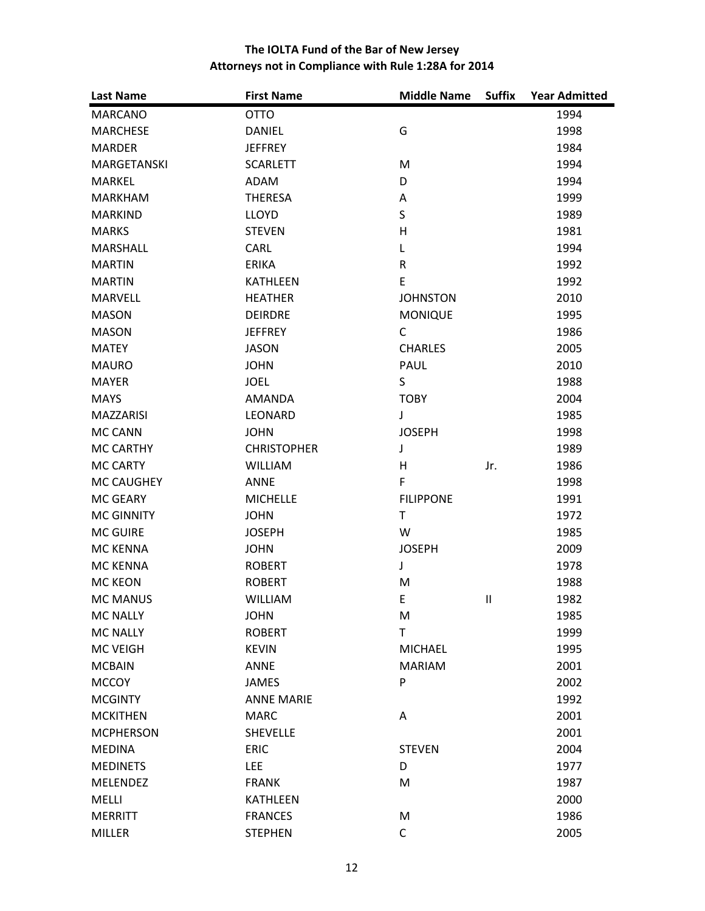**The IOLTA Fund of the Bar of New Jersey**
**Attorneys not in Compliance with Rule 1:28A for 2014**

| Last Name | First Name | Middle Name | Suffix | Year Admitted |
|---|---|---|---|---|
| MARCANO | OTTO | | | 1994 |
| MARCHESE | DANIEL | G | | 1998 |
| MARDER | JEFFREY | | | 1984 |
| MARGETANSKI | SCARLETT | M | | 1994 |
| MARKEL | ADAM | D | | 1994 |
| MARKHAM | THERESA | A | | 1999 |
| MARKIND | LLOYD | S | | 1989 |
| MARKS | STEVEN | H | | 1981 |
| MARSHALL | CARL | L | | 1994 |
| MARTIN | ERIKA | R | | 1992 |
| MARTIN | KATHLEEN | E | | 1992 |
| MARVELL | HEATHER | JOHNSTON | | 2010 |
| MASON | DEIRDRE | MONIQUE | | 1995 |
| MASON | JEFFREY | C | | 1986 |
| MATEY | JASON | CHARLES | | 2005 |
| MAURO | JOHN | PAUL | | 2010 |
| MAYER | JOEL | S | | 1988 |
| MAYS | AMANDA | TOBY | | 2004 |
| MAZZARISI | LEONARD | J | | 1985 |
| MC CANN | JOHN | JOSEPH | | 1998 |
| MC CARTHY | CHRISTOPHER | J | | 1989 |
| MC CARTY | WILLIAM | H | Jr. | 1986 |
| MC CAUGHEY | ANNE | F | | 1998 |
| MC GEARY | MICHELLE | FILIPPONE | | 1991 |
| MC GINNITY | JOHN | T | | 1972 |
| MC GUIRE | JOSEPH | W | | 1985 |
| MC KENNA | JOHN | JOSEPH | | 2009 |
| MC KENNA | ROBERT | J | | 1978 |
| MC KEON | ROBERT | M | | 1988 |
| MC MANUS | WILLIAM | E | II | 1982 |
| MC NALLY | JOHN | M | | 1985 |
| MC NALLY | ROBERT | T | | 1999 |
| MC VEIGH | KEVIN | MICHAEL | | 1995 |
| MCBAIN | ANNE | MARIAM | | 2001 |
| MCCOY | JAMES | P | | 2002 |
| MCGINTY | ANNE MARIE | | | 1992 |
| MCKITHEN | MARC | A | | 2001 |
| MCPHERSON | SHEVELLE | | | 2001 |
| MEDINA | ERIC | STEVEN | | 2004 |
| MEDINETS | LEE | D | | 1977 |
| MELENDEZ | FRANK | M | | 1987 |
| MELLI | KATHLEEN | | | 2000 |
| MERRITT | FRANCES | M | | 1986 |
| MILLER | STEPHEN | C | | 2005 |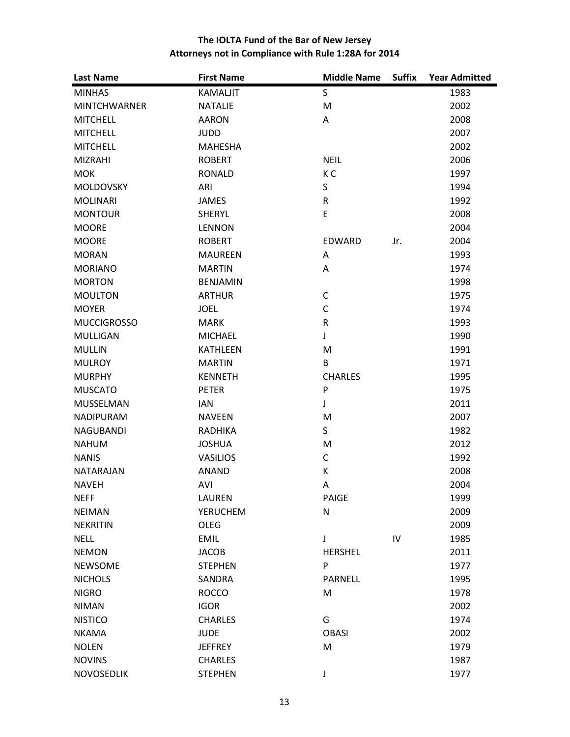## The IOLTA Fund of the Bar of New Jersey
## Attorneys not in Compliance with Rule 1:28A for 2014

| Last Name | First Name | Middle Name | Suffix | Year Admitted |
|---|---|---|---|---|
| MINHAS | KAMALJIT | S | | 1983 |
| MINTCHWARNER | NATALIE | M | | 2002 |
| MITCHELL | AARON | A | | 2008 |
| MITCHELL | JUDD | | | 2007 |
| MITCHELL | MAHESHA | | | 2002 |
| MIZRAHI | ROBERT | NEIL | | 2006 |
| MOK | RONALD | K C | | 1997 |
| MOLDOVSKY | ARI | S | | 1994 |
| MOLINARI | JAMES | R | | 1992 |
| MONTOUR | SHERYL | E | | 2008 |
| MOORE | LENNON | | | 2004 |
| MOORE | ROBERT | EDWARD | Jr. | 2004 |
| MORAN | MAUREEN | A | | 1993 |
| MORIANO | MARTIN | A | | 1974 |
| MORTON | BENJAMIN | | | 1998 |
| MOULTON | ARTHUR | C | | 1975 |
| MOYER | JOEL | C | | 1974 |
| MUCCIGROSSO | MARK | R | | 1993 |
| MULLIGAN | MICHAEL | J | | 1990 |
| MULLIN | KATHLEEN | M | | 1991 |
| MULROY | MARTIN | B | | 1971 |
| MURPHY | KENNETH | CHARLES | | 1995 |
| MUSCATO | PETER | P | | 1975 |
| MUSSELMAN | IAN | J | | 2011 |
| NADIPURAM | NAVEEN | M | | 2007 |
| NAGUBANDI | RADHIKA | S | | 1982 |
| NAHUM | JOSHUA | M | | 2012 |
| NANIS | VASILIOS | C | | 1992 |
| NATARAJAN | ANAND | K | | 2008 |
| NAVEH | AVI | A | | 2004 |
| NEFF | LAUREN | PAIGE | | 1999 |
| NEIMAN | YERUCHEM | N | | 2009 |
| NEKRITIN | OLEG | | | 2009 |
| NELL | EMIL | J | IV | 1985 |
| NEMON | JACOB | HERSHEL | | 2011 |
| NEWSOME | STEPHEN | P | | 1977 |
| NICHOLS | SANDRA | PARNELL | | 1995 |
| NIGRO | ROCCO | M | | 1978 |
| NIMAN | IGOR | | | 2002 |
| NISTICO | CHARLES | G | | 1974 |
| NKAMA | JUDE | OBASI | | 2002 |
| NOLEN | JEFFREY | M | | 1979 |
| NOVINS | CHARLES | | | 1987 |
| NOVOSEDLIK | STEPHEN | J | | 1977 |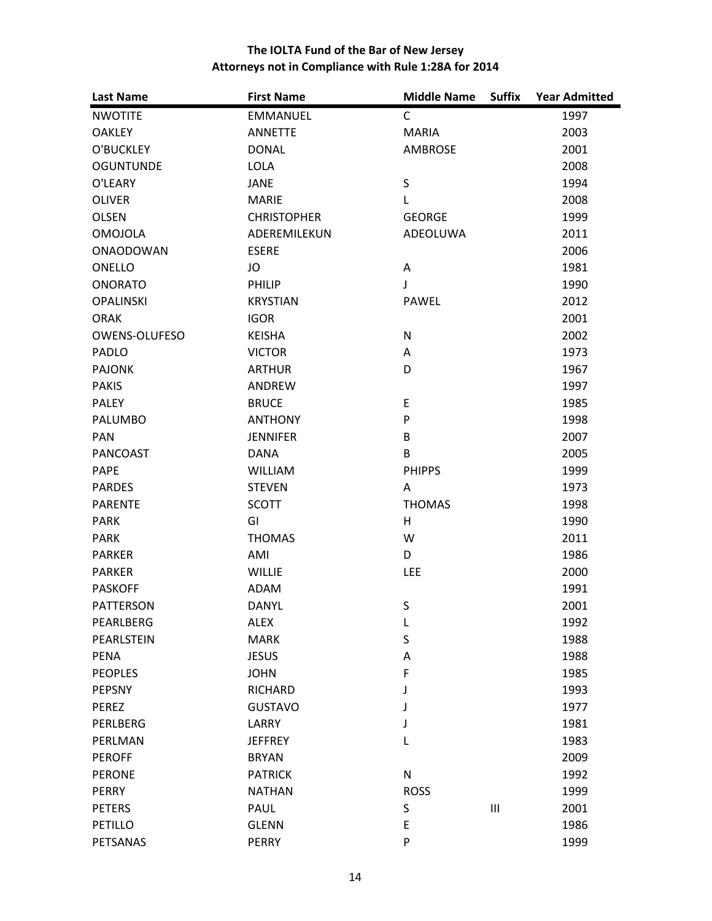## The IOLTA Fund of the Bar of New Jersey
## Attorneys not in Compliance with Rule 1:28A for 2014

| Last Name | First Name | Middle Name | Suffix | Year Admitted |
|---|---|---|---|---|
| NWOTITE | EMMANUEL | C | | 1997 |
| OAKLEY | ANNETTE | MARIA | | 2003 |
| O'BUCKLEY | DONAL | AMBROSE | | 2001 |
| OGUNTUNDE | LOLA | | | 2008 |
| O'LEARY | JANE | S | | 1994 |
| OLIVER | MARIE | L | | 2008 |
| OLSEN | CHRISTOPHER | GEORGE | | 1999 |
| OMOJOLA | ADEREMILEKUN | ADEOLUWA | | 2011 |
| ONAODOWAN | ESERE | | | 2006 |
| ONELLO | JO | A | | 1981 |
| ONORATO | PHILIP | J | | 1990 |
| OPALINSKI | KRYSTIAN | PAWEL | | 2012 |
| ORAK | IGOR | | | 2001 |
| OWENS-OLUFESO | KEISHA | N | | 2002 |
| PADLO | VICTOR | A | | 1973 |
| PAJONK | ARTHUR | D | | 1967 |
| PAKIS | ANDREW | | | 1997 |
| PALEY | BRUCE | E | | 1985 |
| PALUMBO | ANTHONY | P | | 1998 |
| PAN | JENNIFER | B | | 2007 |
| PANCOAST | DANA | B | | 2005 |
| PAPE | WILLIAM | PHIPPS | | 1999 |
| PARDES | STEVEN | A | | 1973 |
| PARENTE | SCOTT | THOMAS | | 1998 |
| PARK | GI | H | | 1990 |
| PARK | THOMAS | W | | 2011 |
| PARKER | AMI | D | | 1986 |
| PARKER | WILLIE | LEE | | 2000 |
| PASKOFF | ADAM | | | 1991 |
| PATTERSON | DANYL | S | | 2001 |
| PEARLBERG | ALEX | L | | 1992 |
| PEARLSTEIN | MARK | S | | 1988 |
| PENA | JESUS | A | | 1988 |
| PEOPLES | JOHN | F | | 1985 |
| PEPSNY | RICHARD | J | | 1993 |
| PEREZ | GUSTAVO | J | | 1977 |
| PERLBERG | LARRY | J | | 1981 |
| PERLMAN | JEFFREY | L | | 1983 |
| PEROFF | BRYAN | | | 2009 |
| PERONE | PATRICK | N | | 1992 |
| PERRY | NATHAN | ROSS | | 1999 |
| PETERS | PAUL | S | III | 2001 |
| PETILLO | GLENN | E | | 1986 |
| PETSANAS | PERRY | P | | 1999 |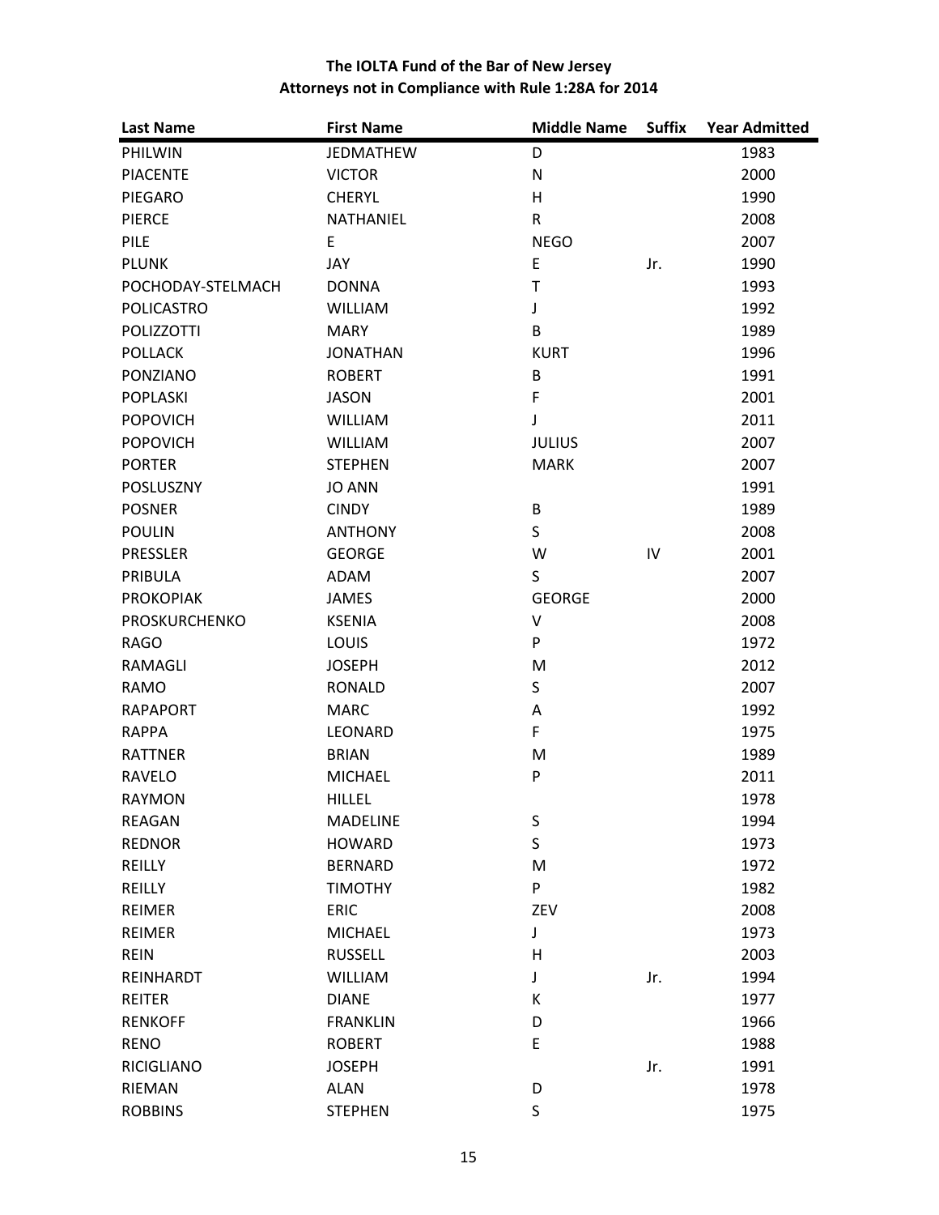**The IOLTA Fund of the Bar of New Jersey**
**Attorneys not in Compliance with Rule 1:28A for 2014**

| Last Name | First Name | Middle Name | Suffix | Year Admitted |
|---|---|---|---|---|
| PHILWIN | JEDMATHEW | D | | 1983 |
| PIACENTE | VICTOR | N | | 2000 |
| PIEGARO | CHERYL | H | | 1990 |
| PIERCE | NATHANIEL | R | | 2008 |
| PILE | E | NEGO | | 2007 |
| PLUNK | JAY | E | Jr. | 1990 |
| POCHODAY-STELMACH | DONNA | T | | 1993 |
| POLICASTRO | WILLIAM | J | | 1992 |
| POLIZZOTTI | MARY | B | | 1989 |
| POLLACK | JONATHAN | KURT | | 1996 |
| PONZIANO | ROBERT | B | | 1991 |
| POPLASKI | JASON | F | | 2001 |
| POPOVICH | WILLIAM | J | | 2011 |
| POPOVICH | WILLIAM | JULIUS | | 2007 |
| PORTER | STEPHEN | MARK | | 2007 |
| POSLUSZNY | JO ANN | | | 1991 |
| POSNER | CINDY | B | | 1989 |
| POULIN | ANTHONY | S | | 2008 |
| PRESSLER | GEORGE | W | IV | 2001 |
| PRIBULA | ADAM | S | | 2007 |
| PROKOPIAK | JAMES | GEORGE | | 2000 |
| PROSKURCHENKO | KSENIA | V | | 2008 |
| RAGO | LOUIS | P | | 1972 |
| RAMAGLI | JOSEPH | M | | 2012 |
| RAMO | RONALD | S | | 2007 |
| RAPAPORT | MARC | A | | 1992 |
| RAPPA | LEONARD | F | | 1975 |
| RATTNER | BRIAN | M | | 1989 |
| RAVELO | MICHAEL | P | | 2011 |
| RAYMON | HILLEL | | | 1978 |
| REAGAN | MADELINE | S | | 1994 |
| REDNOR | HOWARD | S | | 1973 |
| REILLY | BERNARD | M | | 1972 |
| REILLY | TIMOTHY | P | | 1982 |
| REIMER | ERIC | ZEV | | 2008 |
| REIMER | MICHAEL | J | | 1973 |
| REIN | RUSSELL | H | | 2003 |
| REINHARDT | WILLIAM | J | Jr. | 1994 |
| REITER | DIANE | K | | 1977 |
| RENKOFF | FRANKLIN | D | | 1966 |
| RENO | ROBERT | E | | 1988 |
| RICIGLIANO | JOSEPH | | Jr. | 1991 |
| RIEMAN | ALAN | D | | 1978 |
| ROBBINS | STEPHEN | S | | 1975 |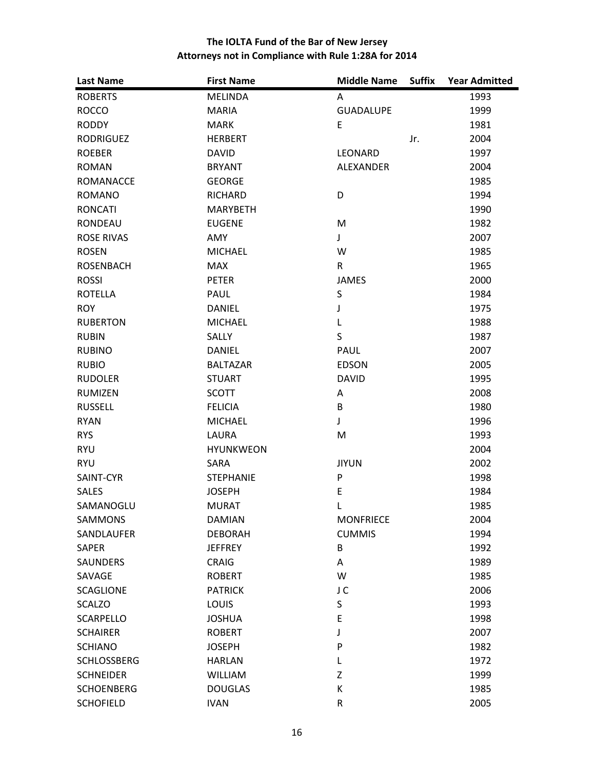**The IOLTA Fund of the Bar of New Jersey**
**Attorneys not in Compliance with Rule 1:28A for 2014**

| Last Name | First Name | Middle Name | Suffix | Year Admitted |
|---|---|---|---|---|
| ROBERTS | MELINDA | A | | 1993 |
| ROCCO | MARIA | GUADALUPE | | 1999 |
| RODDY | MARK | E | | 1981 |
| RODRIGUEZ | HERBERT | | Jr. | 2004 |
| ROEBER | DAVID | LEONARD | | 1997 |
| ROMAN | BRYANT | ALEXANDER | | 2004 |
| ROMANACCE | GEORGE | | | 1985 |
| ROMANO | RICHARD | D | | 1994 |
| RONCATI | MARYBETH | | | 1990 |
| RONDEAU | EUGENE | M | | 1982 |
| ROSE RIVAS | AMY | J | | 2007 |
| ROSEN | MICHAEL | W | | 1985 |
| ROSENBACH | MAX | R | | 1965 |
| ROSSI | PETER | JAMES | | 2000 |
| ROTELLA | PAUL | S | | 1984 |
| ROY | DANIEL | J | | 1975 |
| RUBERTON | MICHAEL | L | | 1988 |
| RUBIN | SALLY | S | | 1987 |
| RUBINO | DANIEL | PAUL | | 2007 |
| RUBIO | BALTAZAR | EDSON | | 2005 |
| RUDOLER | STUART | DAVID | | 1995 |
| RUMIZEN | SCOTT | A | | 2008 |
| RUSSELL | FELICIA | B | | 1980 |
| RYAN | MICHAEL | J | | 1996 |
| RYS | LAURA | M | | 1993 |
| RYU | HYUNKWEON | | | 2004 |
| RYU | SARA | JIYUN | | 2002 |
| SAINT-CYR | STEPHANIE | P | | 1998 |
| SALES | JOSEPH | E | | 1984 |
| SAMANOGLU | MURAT | L | | 1985 |
| SAMMONS | DAMIAN | MONFRIECE | | 2004 |
| SANDLAUFER | DEBORAH | CUMMIS | | 1994 |
| SAPER | JEFFREY | B | | 1992 |
| SAUNDERS | CRAIG | A | | 1989 |
| SAVAGE | ROBERT | W | | 1985 |
| SCAGLIONE | PATRICK | J C | | 2006 |
| SCALZO | LOUIS | S | | 1993 |
| SCARPELLO | JOSHUA | E | | 1998 |
| SCHAIRER | ROBERT | J | | 2007 |
| SCHIANO | JOSEPH | P | | 1982 |
| SCHLOSSBERG | HARLAN | L | | 1972 |
| SCHNEIDER | WILLIAM | Z | | 1999 |
| SCHOENBERG | DOUGLAS | K | | 1985 |
| SCHOFIELD | IVAN | R | | 2005 |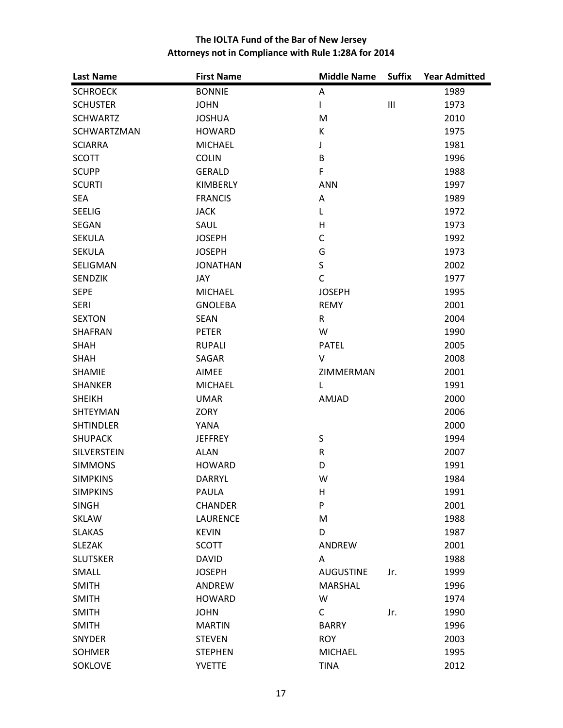## The IOLTA Fund of the Bar of New Jersey
## Attorneys not in Compliance with Rule 1:28A for 2014

| Last Name | First Name | Middle Name | Suffix | Year Admitted |
|---|---|---|---|---|
| SCHROECK | BONNIE | A | | 1989 |
| SCHUSTER | JOHN | I | III | 1973 |
| SCHWARTZ | JOSHUA | M | | 2010 |
| SCHWARTZMAN | HOWARD | K | | 1975 |
| SCIARRA | MICHAEL | J | | 1981 |
| SCOTT | COLIN | B | | 1996 |
| SCUPP | GERALD | F | | 1988 |
| SCURTI | KIMBERLY | ANN | | 1997 |
| SEA | FRANCIS | A | | 1989 |
| SEELIG | JACK | L | | 1972 |
| SEGAN | SAUL | H | | 1973 |
| SEKULA | JOSEPH | C | | 1992 |
| SEKULA | JOSEPH | G | | 1973 |
| SELIGMAN | JONATHAN | S | | 2002 |
| SENDZIK | JAY | C | | 1977 |
| SEPE | MICHAEL | JOSEPH | | 1995 |
| SERI | GNOLEBA | REMY | | 2001 |
| SEXTON | SEAN | R | | 2004 |
| SHAFRAN | PETER | W | | 1990 |
| SHAH | RUPALI | PATEL | | 2005 |
| SHAH | SAGAR | V | | 2008 |
| SHAMIE | AIMEE | ZIMMERMAN | | 2001 |
| SHANKER | MICHAEL | L | | 1991 |
| SHEIKH | UMAR | AMJAD | | 2000 |
| SHTEYMAN | ZORY | | | 2006 |
| SHTINDLER | YANA | | | 2000 |
| SHUPACK | JEFFREY | S | | 1994 |
| SILVERSTEIN | ALAN | R | | 2007 |
| SIMMONS | HOWARD | D | | 1991 |
| SIMPKINS | DARRYL | W | | 1984 |
| SIMPKINS | PAULA | H | | 1991 |
| SINGH | CHANDER | P | | 2001 |
| SKLAW | LAURENCE | M | | 1988 |
| SLAKAS | KEVIN | D | | 1987 |
| SLEZAK | SCOTT | ANDREW | | 2001 |
| SLUTSKER | DAVID | A | | 1988 |
| SMALL | JOSEPH | AUGUSTINE | Jr. | 1999 |
| SMITH | ANDREW | MARSHAL | | 1996 |
| SMITH | HOWARD | W | | 1974 |
| SMITH | JOHN | C | Jr. | 1990 |
| SMITH | MARTIN | BARRY | | 1996 |
| SNYDER | STEVEN | ROY | | 2003 |
| SOHMER | STEPHEN | MICHAEL | | 1995 |
| SOKLOVE | YVETTE | TINA | | 2012 |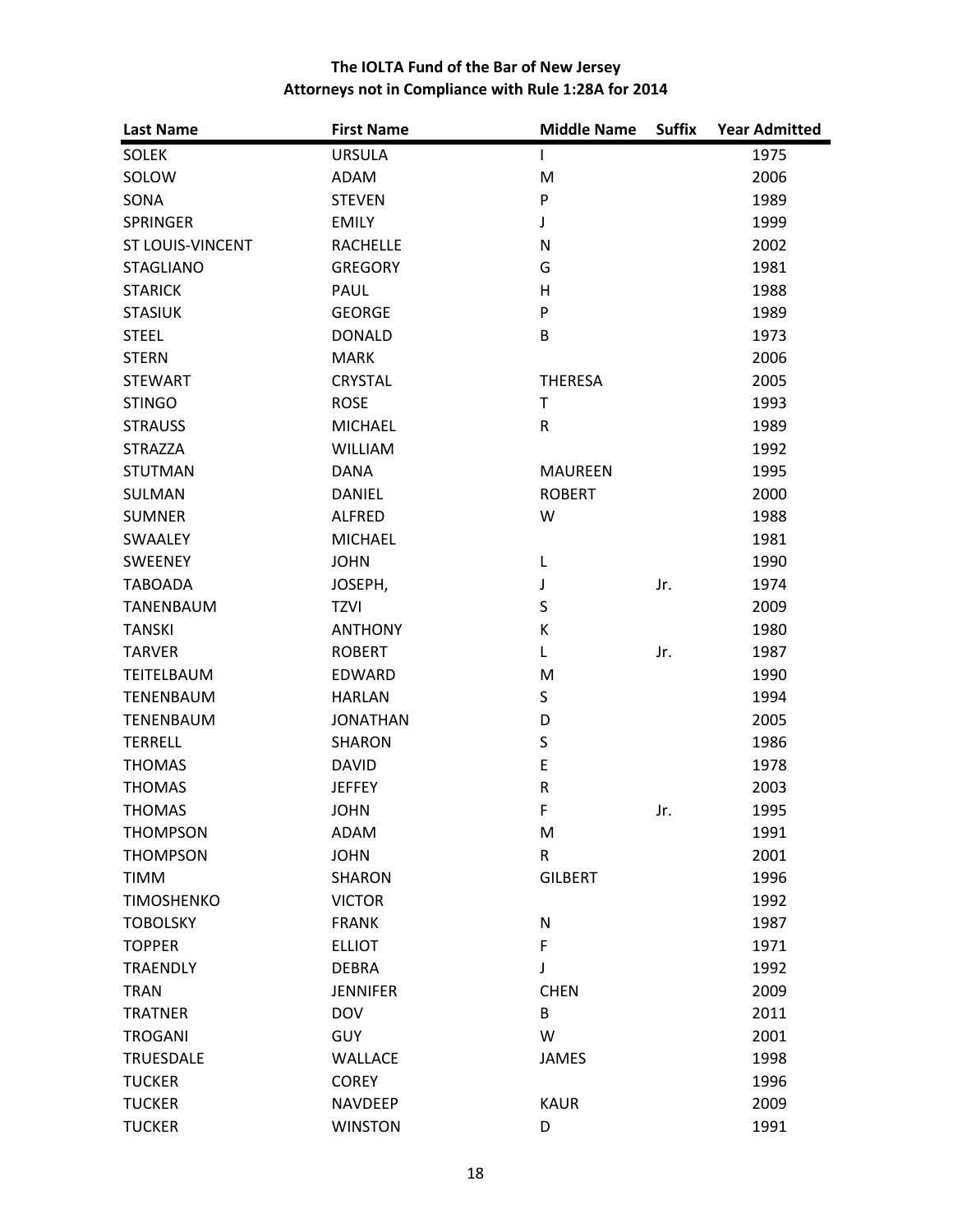**The IOLTA Fund of the Bar of New Jersey**
**Attorneys not in Compliance with Rule 1:28A for 2014**

| Last Name | First Name | Middle Name | Suffix | Year Admitted |
|---|---|---|---|---|
| SOLEK | URSULA | I | | 1975 |
| SOLOW | ADAM | M | | 2006 |
| SONA | STEVEN | P | | 1989 |
| SPRINGER | EMILY | J | | 1999 |
| ST LOUIS-VINCENT | RACHELLE | N | | 2002 |
| STAGLIANO | GREGORY | G | | 1981 |
| STARICK | PAUL | H | | 1988 |
| STASIUK | GEORGE | P | | 1989 |
| STEEL | DONALD | B | | 1973 |
| STERN | MARK | | | 2006 |
| STEWART | CRYSTAL | THERESA | | 2005 |
| STINGO | ROSE | T | | 1993 |
| STRAUSS | MICHAEL | R | | 1989 |
| STRAZZA | WILLIAM | | | 1992 |
| STUTMAN | DANA | MAUREEN | | 1995 |
| SULMAN | DANIEL | ROBERT | | 2000 |
| SUMNER | ALFRED | W | | 1988 |
| SWAALEY | MICHAEL | | | 1981 |
| SWEENEY | JOHN | L | | 1990 |
| TABOADA | JOSEPH, | J | Jr. | 1974 |
| TANENBAUM | TZVI | S | | 2009 |
| TANSKI | ANTHONY | K | | 1980 |
| TARVER | ROBERT | L | Jr. | 1987 |
| TEITELBAUM | EDWARD | M | | 1990 |
| TENENBAUM | HARLAN | S | | 1994 |
| TENENBAUM | JONATHAN | D | | 2005 |
| TERRELL | SHARON | S | | 1986 |
| THOMAS | DAVID | E | | 1978 |
| THOMAS | JEFFEY | R | | 2003 |
| THOMAS | JOHN | F | Jr. | 1995 |
| THOMPSON | ADAM | M | | 1991 |
| THOMPSON | JOHN | R | | 2001 |
| TIMM | SHARON | GILBERT | | 1996 |
| TIMOSHENKO | VICTOR | | | 1992 |
| TOBOLSKY | FRANK | N | | 1987 |
| TOPPER | ELLIOT | F | | 1971 |
| TRAENDLY | DEBRA | J | | 1992 |
| TRAN | JENNIFER | CHEN | | 2009 |
| TRATNER | DOV | B | | 2011 |
| TROGANI | GUY | W | | 2001 |
| TRUESDALE | WALLACE | JAMES | | 1998 |
| TUCKER | COREY | | | 1996 |
| TUCKER | NAVDEEP | KAUR | | 2009 |
| TUCKER | WINSTON | D | | 1991 |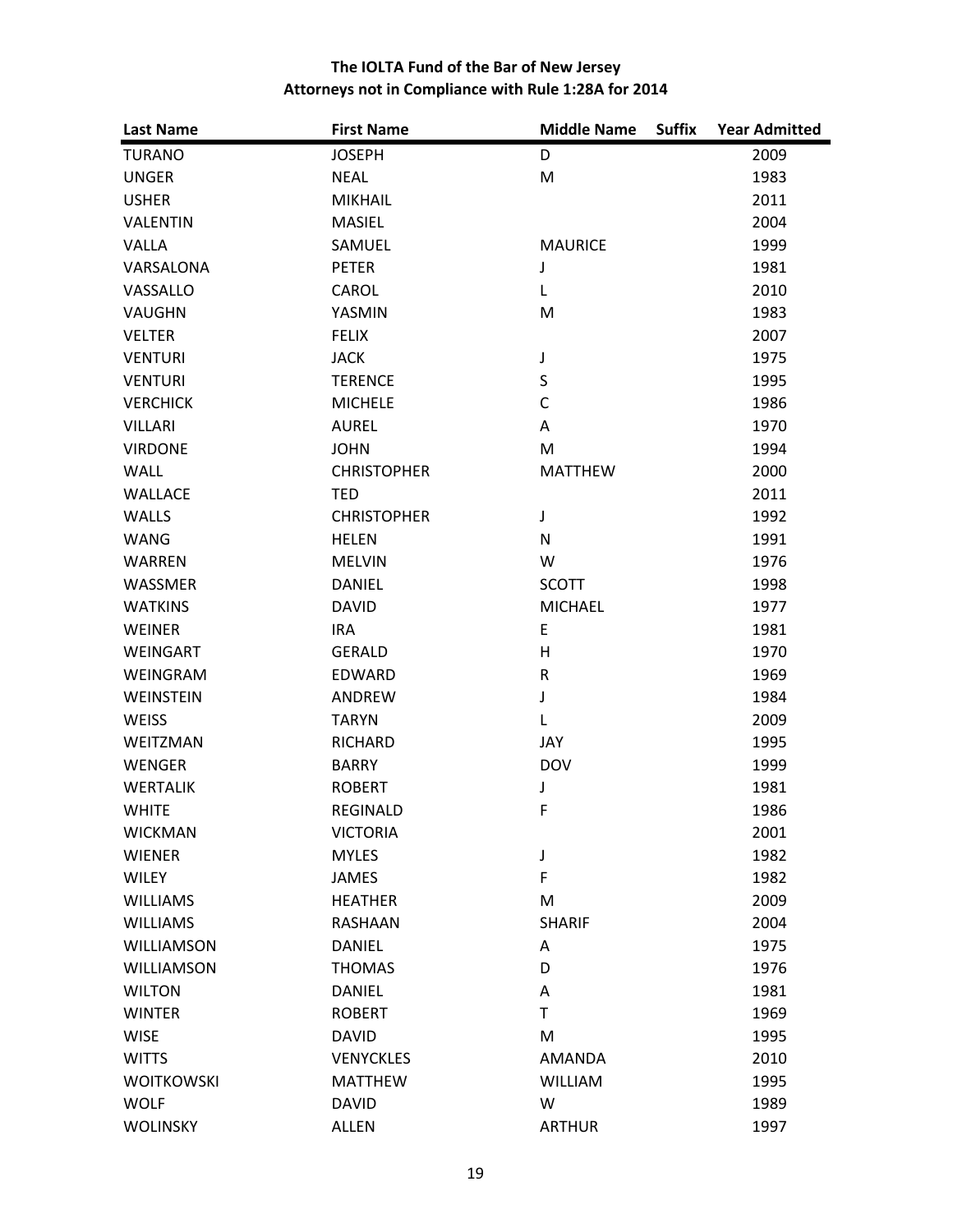**The IOLTA Fund of the Bar of New Jersey**
**Attorneys not in Compliance with Rule 1:28A for 2014**

| Last Name | First Name | Middle Name | Suffix | Year Admitted |
|---|---|---|---|---|
| TURANO | JOSEPH | D | | 2009 |
| UNGER | NEAL | M | | 1983 |
| USHER | MIKHAIL | | | 2011 |
| VALENTIN | MASIEL | | | 2004 |
| VALLA | SAMUEL | MAURICE | | 1999 |
| VARSALONA | PETER | J | | 1981 |
| VASSALLO | CAROL | L | | 2010 |
| VAUGHN | YASMIN | M | | 1983 |
| VELTER | FELIX | | | 2007 |
| VENTURI | JACK | J | | 1975 |
| VENTURI | TERENCE | S | | 1995 |
| VERCHICK | MICHELE | C | | 1986 |
| VILLARI | AUREL | A | | 1970 |
| VIRDONE | JOHN | M | | 1994 |
| WALL | CHRISTOPHER | MATTHEW | | 2000 |
| WALLACE | TED | | | 2011 |
| WALLS | CHRISTOPHER | J | | 1992 |
| WANG | HELEN | N | | 1991 |
| WARREN | MELVIN | W | | 1976 |
| WASSMER | DANIEL | SCOTT | | 1998 |
| WATKINS | DAVID | MICHAEL | | 1977 |
| WEINER | IRA | E | | 1981 |
| WEINGART | GERALD | H | | 1970 |
| WEINGRAM | EDWARD | R | | 1969 |
| WEINSTEIN | ANDREW | J | | 1984 |
| WEISS | TARYN | L | | 2009 |
| WEITZMAN | RICHARD | JAY | | 1995 |
| WENGER | BARRY | DOV | | 1999 |
| WERTALIK | ROBERT | J | | 1981 |
| WHITE | REGINALD | F | | 1986 |
| WICKMAN | VICTORIA | | | 2001 |
| WIENER | MYLES | J | | 1982 |
| WILEY | JAMES | F | | 1982 |
| WILLIAMS | HEATHER | M | | 2009 |
| WILLIAMS | RASHAAN | SHARIF | | 2004 |
| WILLIAMSON | DANIEL | A | | 1975 |
| WILLIAMSON | THOMAS | D | | 1976 |
| WILTON | DANIEL | A | | 1981 |
| WINTER | ROBERT | T | | 1969 |
| WISE | DAVID | M | | 1995 |
| WITTS | VENYCKLES | AMANDA | | 2010 |
| WOITKOWSKI | MATTHEW | WILLIAM | | 1995 |
| WOLF | DAVID | W | | 1989 |
| WOLINSKY | ALLEN | ARTHUR | | 1997 |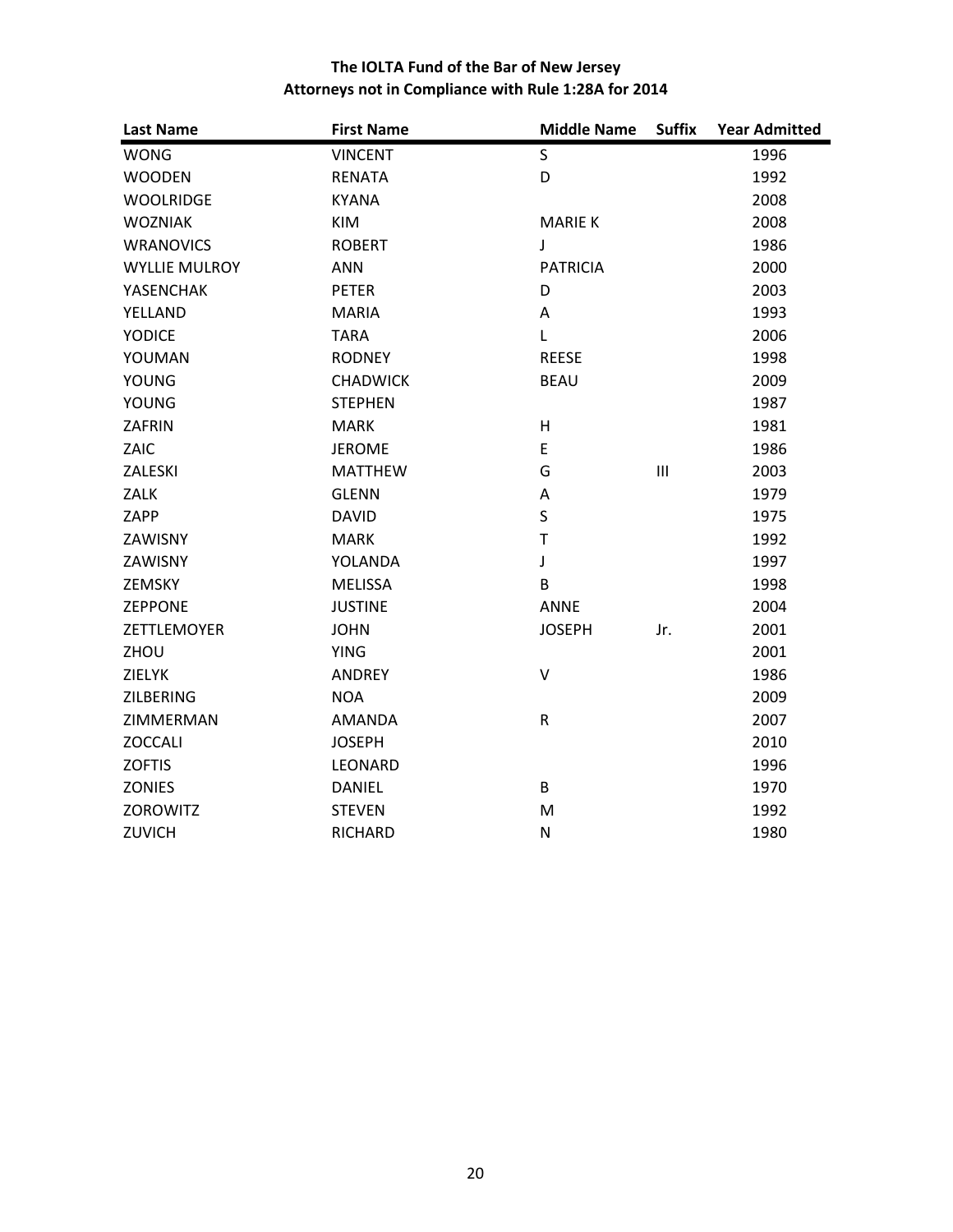# The IOLTA Fund of the Bar of New Jersey
## Attorneys not in Compliance with Rule 1:28A for 2014

| Last Name | First Name | Middle Name | Suffix | Year Admitted |
|---|---|---|---|---|
| WONG | VINCENT | S | | 1996 |
| WOODEN | RENATA | D | | 1992 |
| WOOLRIDGE | KYANA | | | 2008 |
| WOZNIAK | KIM | MARIE K | | 2008 |
| WRANOVICS | ROBERT | J | | 1986 |
| WYLLIE MULROY | ANN | PATRICIA | | 2000 |
| YASENCHAK | PETER | D | | 2003 |
| YELLAND | MARIA | A | | 1993 |
| YODICE | TARA | L | | 2006 |
| YOUMAN | RODNEY | REESE | | 1998 |
| YOUNG | CHADWICK | BEAU | | 2009 |
| YOUNG | STEPHEN | | | 1987 |
| ZAFRIN | MARK | H | | 1981 |
| ZAIC | JEROME | E | | 1986 |
| ZALESKI | MATTHEW | G | III | 2003 |
| ZALK | GLENN | A | | 1979 |
| ZAPP | DAVID | S | | 1975 |
| ZAWISNY | MARK | T | | 1992 |
| ZAWISNY | YOLANDA | J | | 1997 |
| ZEMSKY | MELISSA | B | | 1998 |
| ZEPPONE | JUSTINE | ANNE | | 2004 |
| ZETTLEMOYER | JOHN | JOSEPH | Jr. | 2001 |
| ZHOU | YING | | | 2001 |
| ZIELYK | ANDREY | V | | 1986 |
| ZILBERING | NOA | | | 2009 |
| ZIMMERMAN | AMANDA | R | | 2007 |
| ZOCCALI | JOSEPH | | | 2010 |
| ZOFTIS | LEONARD | | | 1996 |
| ZONIES | DANIEL | B | | 1970 |
| ZOROWITZ | STEVEN | M | | 1992 |
| ZUVICH | RICHARD | N | | 1980 |